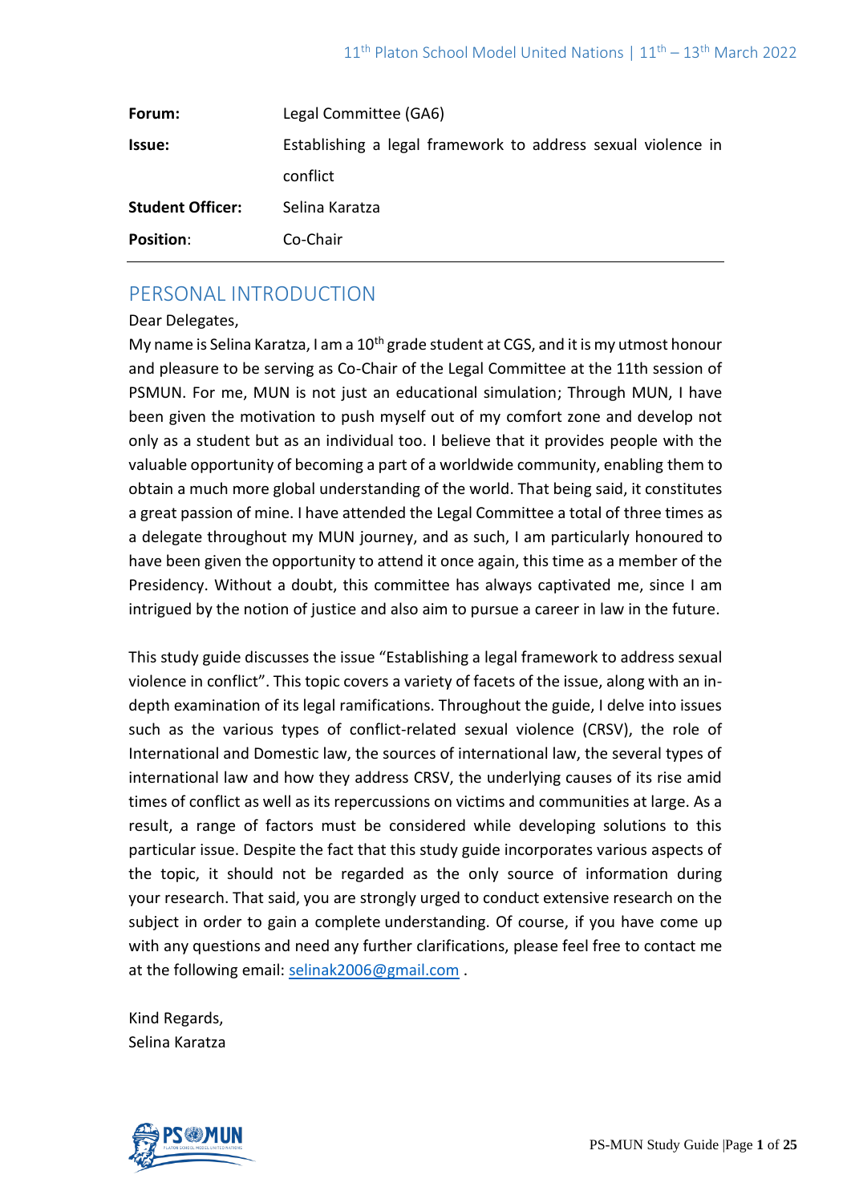| | |
|---|---|
| **Forum:** | Legal Committee (GA6) |
| **Issue:** | Establishing a legal framework to address sexual violence in conflict |
| **Student Officer:** | Selina Karatza |
| **Position:** | Co-Chair |

## PERSONAL INTRODUCTION

Dear Delegates,

My name is Selina Karatza, I am a 10th grade student at CGS, and it is my utmost honour and pleasure to be serving as Co-Chair of the Legal Committee at the 11th session of PSMUN. For me, MUN is not just an educational simulation; Through MUN, I have been given the motivation to push myself out of my comfort zone and develop not only as a student but as an individual too. I believe that it provides people with the valuable opportunity of becoming a part of a worldwide community, enabling them to obtain a much more global understanding of the world. That being said, it constitutes a great passion of mine. I have attended the Legal Committee a total of three times as a delegate throughout my MUN journey, and as such, I am particularly honoured to have been given the opportunity to attend it once again, this time as a member of the Presidency. Without a doubt, this committee has always captivated me, since I am intrigued by the notion of justice and also aim to pursue a career in law in the future.

This study guide discusses the issue "Establishing a legal framework to address sexual violence in conflict". This topic covers a variety of facets of the issue, along with an in-depth examination of its legal ramifications. Throughout the guide, I delve into issues such as the various types of conflict-related sexual violence (CRSV), the role of International and Domestic law, the sources of international law, the several types of international law and how they address CRSV, the underlying causes of its rise amid times of conflict as well as its repercussions on victims and communities at large. As a result, a range of factors must be considered while developing solutions to this particular issue. Despite the fact that this study guide incorporates various aspects of the topic, it should not be regarded as the only source of information during your research. That said, you are strongly urged to conduct extensive research on the subject in order to gain a complete understanding. Of course, if you have come up with any questions and need any further clarifications, please feel free to contact me at the following email: selinak2006@gmail.com .

Kind Regards,
Selina Karatza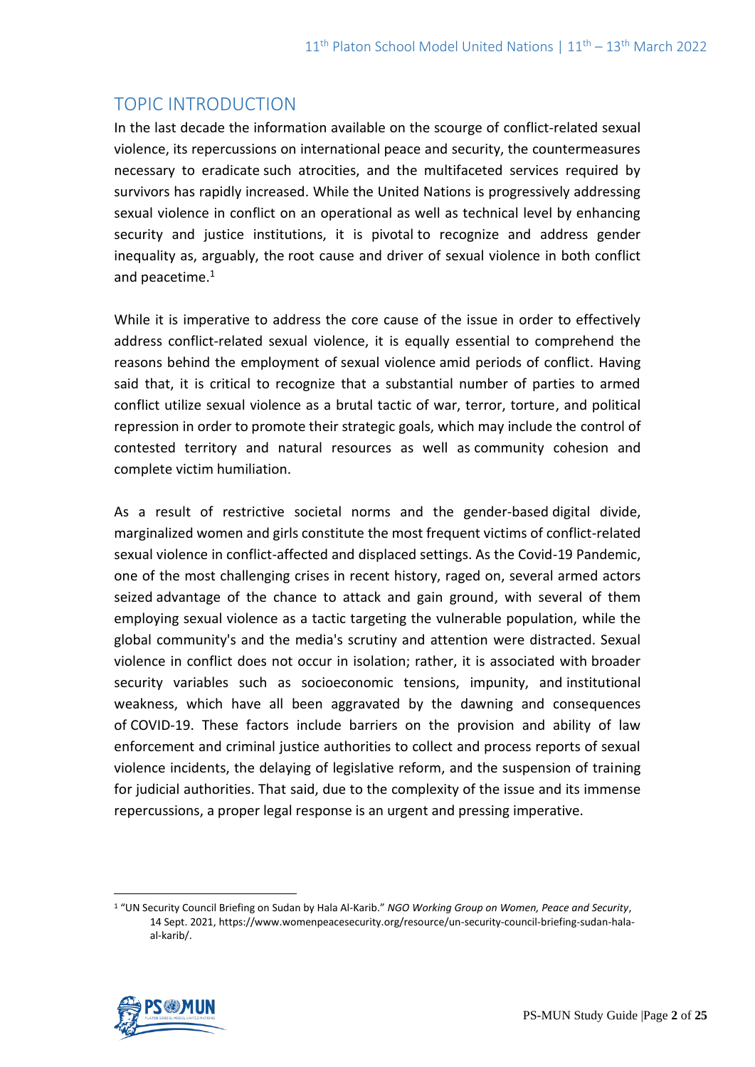## TOPIC INTRODUCTION

In the last decade the information available on the scourge of conflict-related sexual violence, its repercussions on international peace and security, the countermeasures necessary to eradicate such atrocities, and the multifaceted services required by survivors has rapidly increased. While the United Nations is progressively addressing sexual violence in conflict on an operational as well as technical level by enhancing security and justice institutions, it is pivotal to recognize and address gender inequality as, arguably, the root cause and driver of sexual violence in both conflict and peacetime.[1]

While it is imperative to address the core cause of the issue in order to effectively address conflict-related sexual violence, it is equally essential to comprehend the reasons behind the employment of sexual violence amid periods of conflict. Having said that, it is critical to recognize that a substantial number of parties to armed conflict utilize sexual violence as a brutal tactic of war, terror, torture, and political repression in order to promote their strategic goals, which may include the control of contested territory and natural resources as well as community cohesion and complete victim humiliation.

As a result of restrictive societal norms and the gender-based digital divide, marginalized women and girls constitute the most frequent victims of conflict-related sexual violence in conflict-affected and displaced settings. As the Covid-19 Pandemic, one of the most challenging crises in recent history, raged on, several armed actors seized advantage of the chance to attack and gain ground, with several of them employing sexual violence as a tactic targeting the vulnerable population, while the global community's and the media's scrutiny and attention were distracted. Sexual violence in conflict does not occur in isolation; rather, it is associated with broader security variables such as socioeconomic tensions, impunity, and institutional weakness, which have all been aggravated by the dawning and consequences of COVID-19. These factors include barriers on the provision and ability of law enforcement and criminal justice authorities to collect and process reports of sexual violence incidents, the delaying of legislative reform, and the suspension of training for judicial authorities. That said, due to the complexity of the issue and its immense repercussions, a proper legal response is an urgent and pressing imperative.

[1] "UN Security Council Briefing on Sudan by Hala Al-Karib." *NGO Working Group on Women, Peace and Security*, 14 Sept. 2021, https://www.womenpeacesecurity.org/resource/un-security-council-briefing-sudan-hala-al-karib/.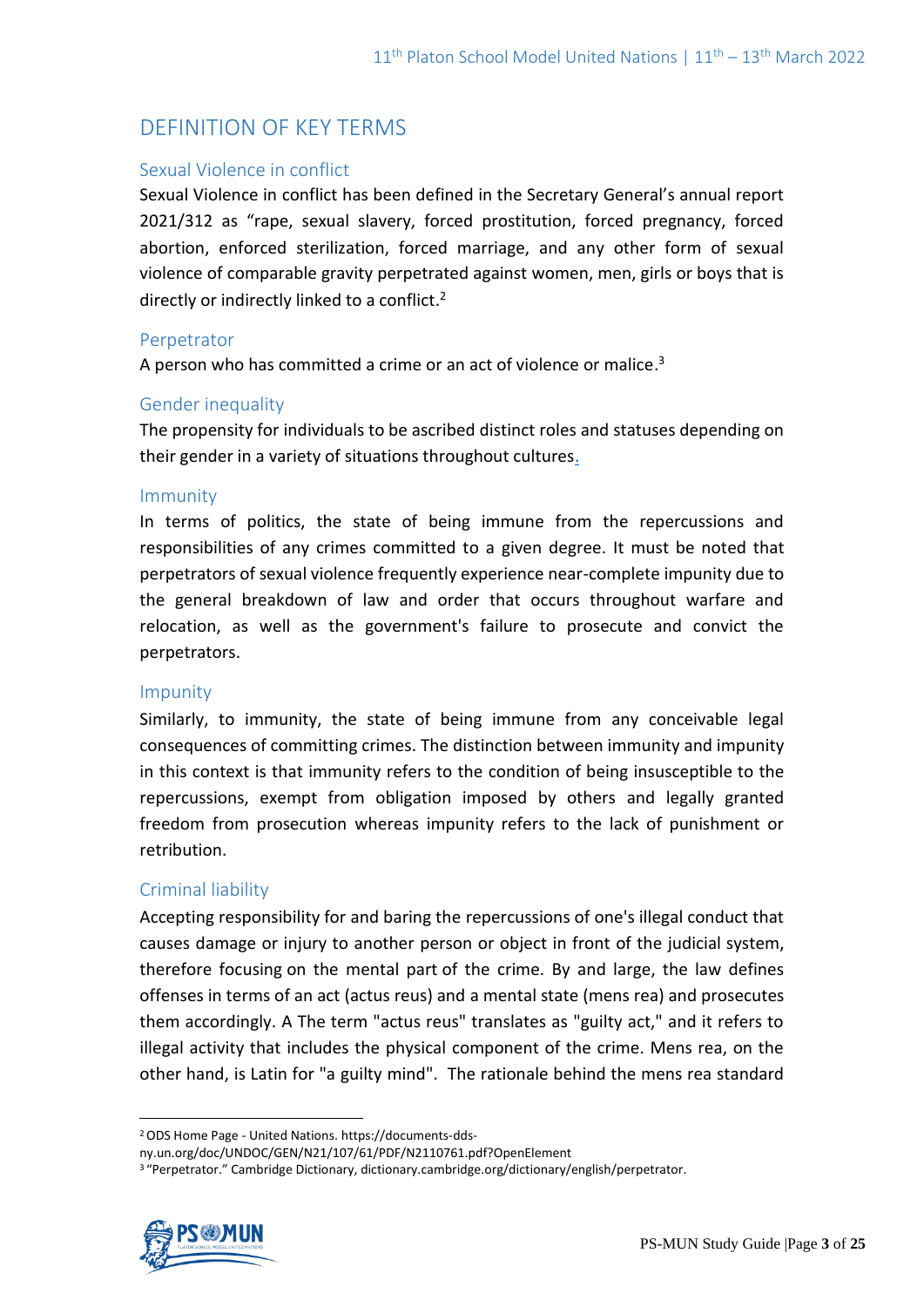## DEFINITION OF KEY TERMS

### Sexual Violence in conflict

Sexual Violence in conflict has been defined in the Secretary General's annual report 2021/312 as "rape, sexual slavery, forced prostitution, forced pregnancy, forced abortion, enforced sterilization, forced marriage, and any other form of sexual violence of comparable gravity perpetrated against women, men, girls or boys that is directly or indirectly linked to a conflict.[2]

### Perpetrator

A person who has committed a crime or an act of violence or malice.[3]

### Gender inequality

The propensity for individuals to be ascribed distinct roles and statuses depending on their gender in a variety of situations throughout cultures.

### Immunity

In terms of politics, the state of being immune from the repercussions and responsibilities of any crimes committed to a given degree. It must be noted that perpetrators of sexual violence frequently experience near-complete impunity due to the general breakdown of law and order that occurs throughout warfare and relocation, as well as the government's failure to prosecute and convict the perpetrators.

### Impunity

Similarly, to immunity, the state of being immune from any conceivable legal consequences of committing crimes. The distinction between immunity and impunity in this context is that immunity refers to the condition of being insusceptible to the repercussions, exempt from obligation imposed by others and legally granted freedom from prosecution whereas impunity refers to the lack of punishment or retribution.

### Criminal liability

Accepting responsibility for and baring the repercussions of one's illegal conduct that causes damage or injury to another person or object in front of the judicial system, therefore focusing on the mental part of the crime. By and large, the law defines offenses in terms of an act (actus reus) and a mental state (mens rea) and prosecutes them accordingly. A The term "actus reus" translates as "guilty act," and it refers to illegal activity that includes the physical component of the crime. Mens rea, on the other hand, is Latin for "a guilty mind". The rationale behind the mens rea standard

---

[2] ODS Home Page - United Nations. https://documents-dds-ny.un.org/doc/UNDOC/GEN/N21/107/61/PDF/N2110761.pdf?OpenElement

[3] "Perpetrator." Cambridge Dictionary, dictionary.cambridge.org/dictionary/english/perpetrator.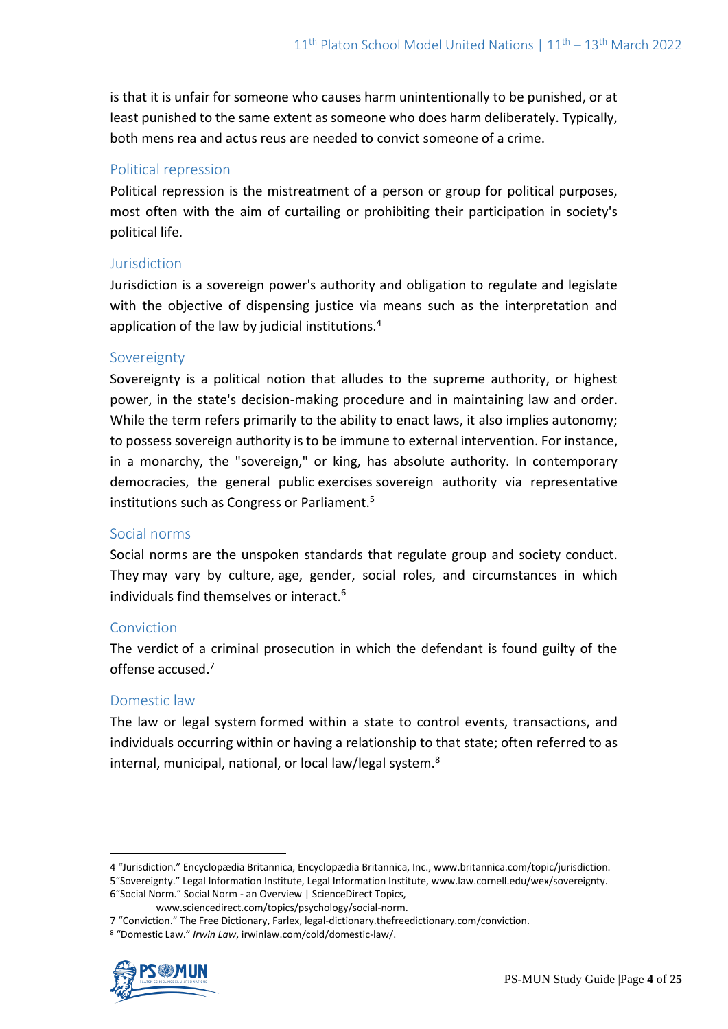is that it is unfair for someone who causes harm unintentionally to be punished, or at least punished to the same extent as someone who does harm deliberately. Typically, both mens rea and actus reus are needed to convict someone of a crime.

### Political repression

Political repression is the mistreatment of a person or group for political purposes, most often with the aim of curtailing or prohibiting their participation in society's political life.

### Jurisdiction

Jurisdiction is a sovereign power's authority and obligation to regulate and legislate with the objective of dispensing justice via means such as the interpretation and application of the law by judicial institutions.[4]

### Sovereignty

Sovereignty is a political notion that alludes to the supreme authority, or highest power, in the state's decision-making procedure and in maintaining law and order. While the term refers primarily to the ability to enact laws, it also implies autonomy; to possess sovereign authority is to be immune to external intervention. For instance, in a monarchy, the "sovereign," or king, has absolute authority. In contemporary democracies, the general public exercises sovereign authority via representative institutions such as Congress or Parliament.[5]

### Social norms

Social norms are the unspoken standards that regulate group and society conduct. They may vary by culture, age, gender, social roles, and circumstances in which individuals find themselves or interact.[6]

### Conviction

The verdict of a criminal prosecution in which the defendant is found guilty of the offense accused.[7]

### Domestic law

The law or legal system formed within a state to control events, transactions, and individuals occurring within or having a relationship to that state; often referred to as internal, municipal, national, or local law/legal system.[8]

---

4 "Jurisdiction." Encyclopædia Britannica, Encyclopædia Britannica, Inc., www.britannica.com/topic/jurisdiction.

5 "Sovereignty." Legal Information Institute, Legal Information Institute, www.law.cornell.edu/wex/sovereignty.

6 "Social Norm." Social Norm - an Overview | ScienceDirect Topics, www.sciencedirect.com/topics/psychology/social-norm.

7 "Conviction." The Free Dictionary, Farlex, legal-dictionary.thefreedictionary.com/conviction.

8 "Domestic Law." *Irwin Law*, irwinlaw.com/cold/domestic-law/.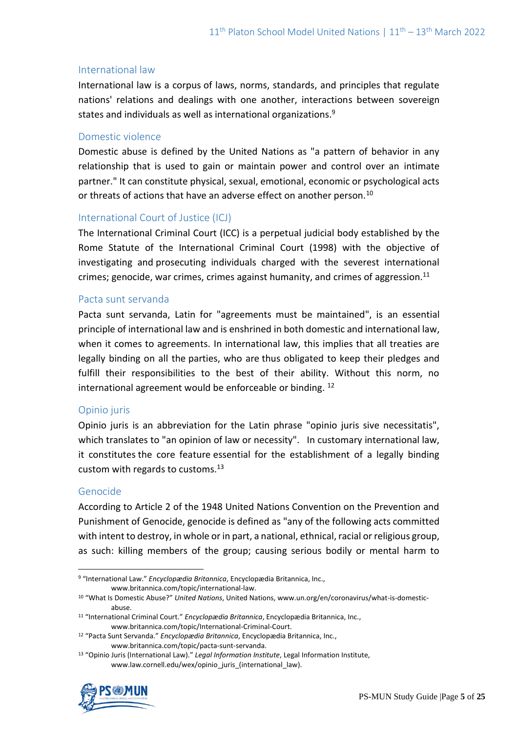### International law

International law is a corpus of laws, norms, standards, and principles that regulate nations' relations and dealings with one another, interactions between sovereign states and individuals as well as international organizations.[9]

### Domestic violence

Domestic abuse is defined by the United Nations as "a pattern of behavior in any relationship that is used to gain or maintain power and control over an intimate partner." It can constitute physical, sexual, emotional, economic or psychological acts or threats of actions that have an adverse effect on another person.[10]

### International Court of Justice (ICJ)

The International Criminal Court (ICC) is a perpetual judicial body established by the Rome Statute of the International Criminal Court (1998) with the objective of investigating and prosecuting individuals charged with the severest international crimes; genocide, war crimes, crimes against humanity, and crimes of aggression.[11]

### Pacta sunt servanda

Pacta sunt servanda, Latin for "agreements must be maintained", is an essential principle of international law and is enshrined in both domestic and international law, when it comes to agreements. In international law, this implies that all treaties are legally binding on all the parties, who are thus obligated to keep their pledges and fulfill their responsibilities to the best of their ability. Without this norm, no international agreement would be enforceable or binding. [12]

### Opinio juris

Opinio juris is an abbreviation for the Latin phrase "opinio juris sive necessitatis", which translates to "an opinion of law or necessity". In customary international law, it constitutes the core feature essential for the establishment of a legally binding custom with regards to customs.[13]

### Genocide

According to Article 2 of the 1948 United Nations Convention on the Prevention and Punishment of Genocide, genocide is defined as "any of the following acts committed with intent to destroy, in whole or in part, a national, ethnical, racial or religious group, as such: killing members of the group; causing serious bodily or mental harm to

---

[9] "International Law." *Encyclopædia Britannica*, Encyclopædia Britannica, Inc., www.britannica.com/topic/international-law.

[10] "What Is Domestic Abuse?" *United Nations*, United Nations, www.un.org/en/coronavirus/what-is-domestic-abuse.

[11] "International Criminal Court." *Encyclopædia Britannica*, Encyclopædia Britannica, Inc., www.britannica.com/topic/International-Criminal-Court.

[12] "Pacta Sunt Servanda." *Encyclopædia Britannica*, Encyclopædia Britannica, Inc., www.britannica.com/topic/pacta-sunt-servanda.

[13] "Opinio Juris (International Law)." *Legal Information Institute*, Legal Information Institute, www.law.cornell.edu/wex/opinio_juris_(international_law).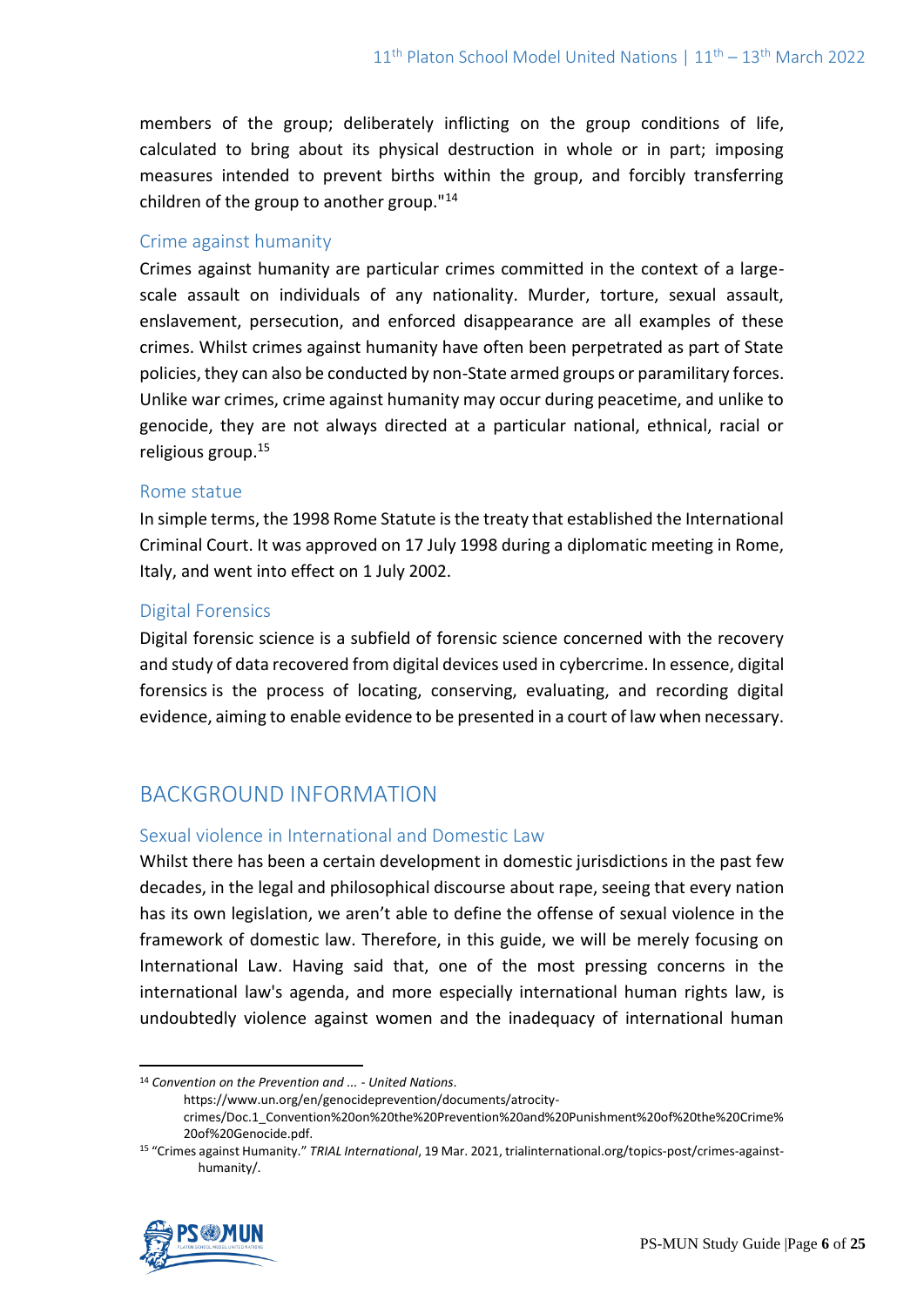members of the group; deliberately inflicting on the group conditions of life, calculated to bring about its physical destruction in whole or in part; imposing measures intended to prevent births within the group, and forcibly transferring children of the group to another group."[14]

### Crime against humanity

Crimes against humanity are particular crimes committed in the context of a large-scale assault on individuals of any nationality. Murder, torture, sexual assault, enslavement, persecution, and enforced disappearance are all examples of these crimes. Whilst crimes against humanity have often been perpetrated as part of State policies, they can also be conducted by non-State armed groups or paramilitary forces. Unlike war crimes, crime against humanity may occur during peacetime, and unlike to genocide, they are not always directed at a particular national, ethnical, racial or religious group.[15]

### Rome statue

In simple terms, the 1998 Rome Statute is the treaty that established the International Criminal Court. It was approved on 17 July 1998 during a diplomatic meeting in Rome, Italy, and went into effect on 1 July 2002.

### Digital Forensics

Digital forensic science is a subfield of forensic science concerned with the recovery and study of data recovered from digital devices used in cybercrime. In essence, digital forensics is the process of locating, conserving, evaluating, and recording digital evidence, aiming to enable evidence to be presented in a court of law when necessary.

## BACKGROUND INFORMATION

### Sexual violence in International and Domestic Law

Whilst there has been a certain development in domestic jurisdictions in the past few decades, in the legal and philosophical discourse about rape, seeing that every nation has its own legislation, we aren't able to define the offense of sexual violence in the framework of domestic law. Therefore, in this guide, we will be merely focusing on International Law. Having said that, one of the most pressing concerns in the international law's agenda, and more especially international human rights law, is undoubtedly violence against women and the inadequacy of international human

---

[14] *Convention on the Prevention and ... - United Nations*. https://www.un.org/en/genocideprevention/documents/atrocity-crimes/Doc.1_Convention%20on%20the%20Prevention%20and%20Punishment%20of%20the%20Crime%20of%20Genocide.pdf.

[15] "Crimes against Humanity." *TRIAL International*, 19 Mar. 2021, trialinternational.org/topics-post/crimes-against-humanity/.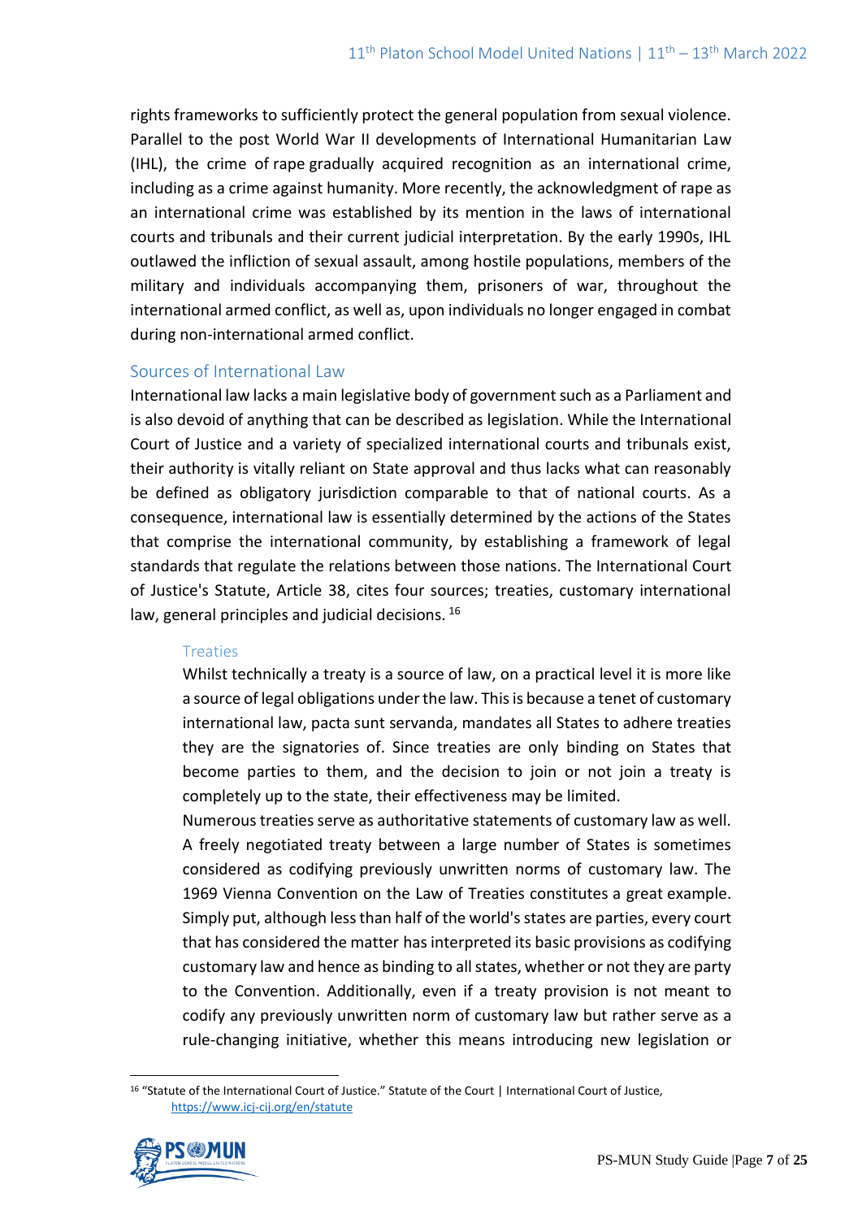rights frameworks to sufficiently protect the general population from sexual violence. Parallel to the post World War II developments of International Humanitarian Law (IHL), the crime of rape gradually acquired recognition as an international crime, including as a crime against humanity. More recently, the acknowledgment of rape as an international crime was established by its mention in the laws of international courts and tribunals and their current judicial interpretation. By the early 1990s, IHL outlawed the infliction of sexual assault, among hostile populations, members of the military and individuals accompanying them, prisoners of war, throughout the international armed conflict, as well as, upon individuals no longer engaged in combat during non-international armed conflict.

## Sources of International Law

International law lacks a main legislative body of government such as a Parliament and is also devoid of anything that can be described as legislation. While the International Court of Justice and a variety of specialized international courts and tribunals exist, their authority is vitally reliant on State approval and thus lacks what can reasonably be defined as obligatory jurisdiction comparable to that of national courts. As a consequence, international law is essentially determined by the actions of the States that comprise the international community, by establishing a framework of legal standards that regulate the relations between those nations. The International Court of Justice's Statute, Article 38, cites four sources; treaties, customary international law, general principles and judicial decisions. [16]

### Treaties

Whilst technically a treaty is a source of law, on a practical level it is more like a source of legal obligations under the law. This is because a tenet of customary international law, pacta sunt servanda, mandates all States to adhere treaties they are the signatories of. Since treaties are only binding on States that become parties to them, and the decision to join or not join a treaty is completely up to the state, their effectiveness may be limited.

Numerous treaties serve as authoritative statements of customary law as well. A freely negotiated treaty between a large number of States is sometimes considered as codifying previously unwritten norms of customary law. The 1969 Vienna Convention on the Law of Treaties constitutes a great example. Simply put, although less than half of the world's states are parties, every court that has considered the matter has interpreted its basic provisions as codifying customary law and hence as binding to all states, whether or not they are party to the Convention. Additionally, even if a treaty provision is not meant to codify any previously unwritten norm of customary law but rather serve as a rule-changing initiative, whether this means introducing new legislation or

[16] "Statute of the International Court of Justice." Statute of the Court | International Court of Justice, https://www.icj-cij.org/en/statute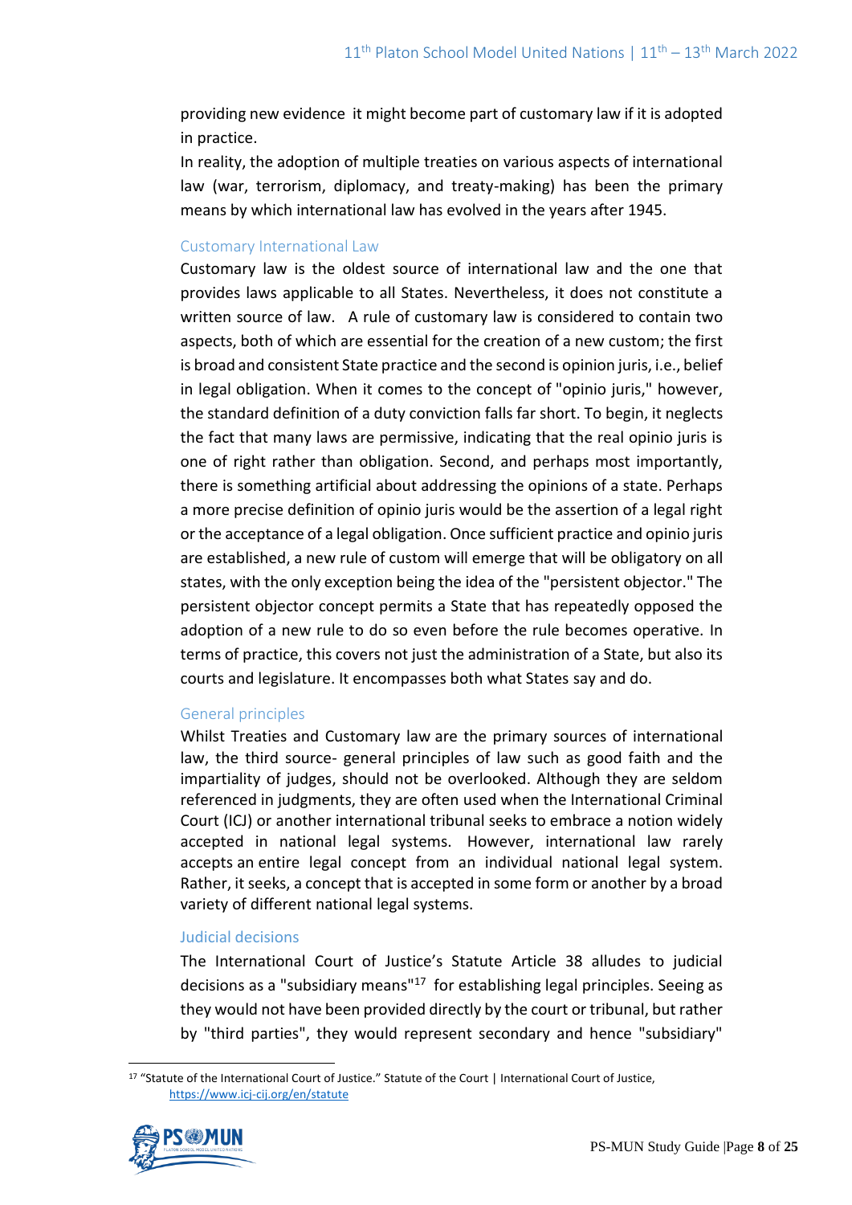providing new evidence it might become part of customary law if it is adopted in practice.

In reality, the adoption of multiple treaties on various aspects of international law (war, terrorism, diplomacy, and treaty-making) has been the primary means by which international law has evolved in the years after 1945.

### Customary International Law

Customary law is the oldest source of international law and the one that provides laws applicable to all States. Nevertheless, it does not constitute a written source of law. A rule of customary law is considered to contain two aspects, both of which are essential for the creation of a new custom; the first is broad and consistent State practice and the second is opinio juris, i.e., belief in legal obligation. When it comes to the concept of "opinio juris," however, the standard definition of a duty conviction falls far short. To begin, it neglects the fact that many laws are permissive, indicating that the real opinio juris is one of right rather than obligation. Second, and perhaps most importantly, there is something artificial about addressing the opinions of a state. Perhaps a more precise definition of opinio juris would be the assertion of a legal right or the acceptance of a legal obligation. Once sufficient practice and opinio juris are established, a new rule of custom will emerge that will be obligatory on all states, with the only exception being the idea of the "persistent objector." The persistent objector concept permits a State that has repeatedly opposed the adoption of a new rule to do so even before the rule becomes operative. In terms of practice, this covers not just the administration of a State, but also its courts and legislature. It encompasses both what States say and do.

### General principles

Whilst Treaties and Customary law are the primary sources of international law, the third source- general principles of law such as good faith and the impartiality of judges, should not be overlooked. Although they are seldom referenced in judgments, they are often used when the International Criminal Court (ICJ) or another international tribunal seeks to embrace a notion widely accepted in national legal systems. However, international law rarely accepts an entire legal concept from an individual national legal system. Rather, it seeks, a concept that is accepted in some form or another by a broad variety of different national legal systems.

### Judicial decisions

The International Court of Justice's Statute Article 38 alludes to judicial decisions as a "subsidiary means"[17] for establishing legal principles. Seeing as they would not have been provided directly by the court or tribunal, but rather by "third parties", they would represent secondary and hence "subsidiary"

[17] "Statute of the International Court of Justice." Statute of the Court | International Court of Justice, https://www.icj-cij.org/en/statute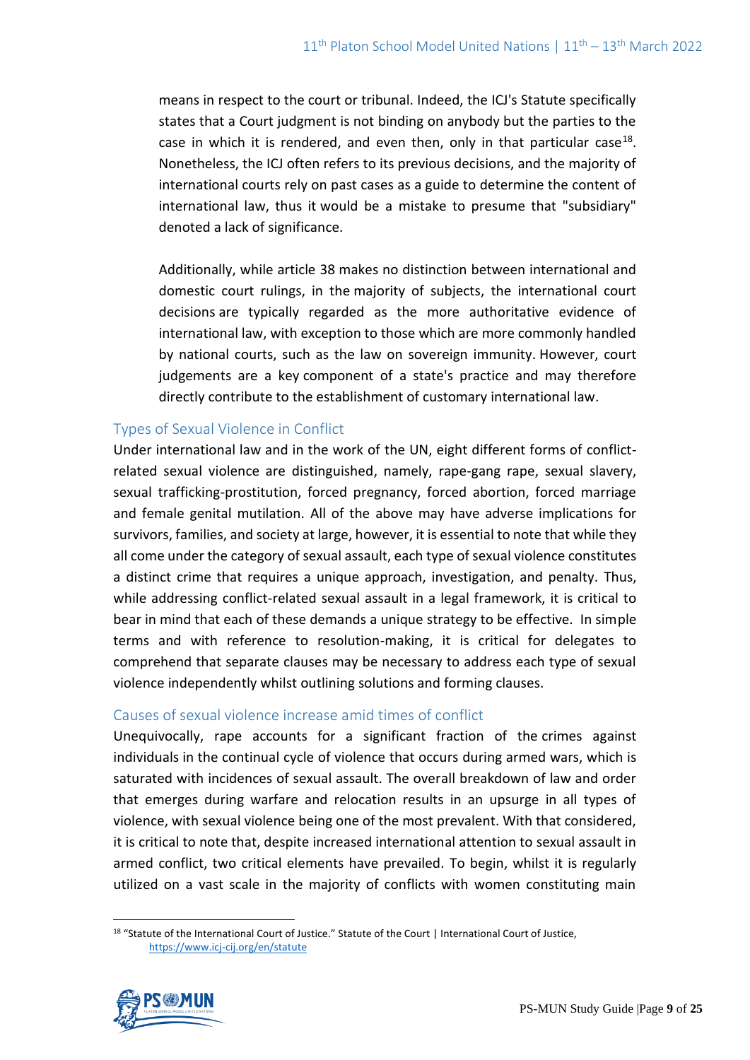means in respect to the court or tribunal. Indeed, the ICJ's Statute specifically states that a Court judgment is not binding on anybody but the parties to the case in which it is rendered, and even then, only in that particular case[18]. Nonetheless, the ICJ often refers to its previous decisions, and the majority of international courts rely on past cases as a guide to determine the content of international law, thus it would be a mistake to presume that "subsidiary" denoted a lack of significance.

Additionally, while article 38 makes no distinction between international and domestic court rulings, in the majority of subjects, the international court decisions are typically regarded as the more authoritative evidence of international law, with exception to those which are more commonly handled by national courts, such as the law on sovereign immunity. However, court judgements are a key component of a state's practice and may therefore directly contribute to the establishment of customary international law.

## Types of Sexual Violence in Conflict

Under international law and in the work of the UN, eight different forms of conflict-related sexual violence are distinguished, namely, rape-gang rape, sexual slavery, sexual trafficking-prostitution, forced pregnancy, forced abortion, forced marriage and female genital mutilation. All of the above may have adverse implications for survivors, families, and society at large, however, it is essential to note that while they all come under the category of sexual assault, each type of sexual violence constitutes a distinct crime that requires a unique approach, investigation, and penalty. Thus, while addressing conflict-related sexual assault in a legal framework, it is critical to bear in mind that each of these demands a unique strategy to be effective. In simple terms and with reference to resolution-making, it is critical for delegates to comprehend that separate clauses may be necessary to address each type of sexual violence independently whilst outlining solutions and forming clauses.

## Causes of sexual violence increase amid times of conflict

Unequivocally, rape accounts for a significant fraction of the crimes against individuals in the continual cycle of violence that occurs during armed wars, which is saturated with incidences of sexual assault. The overall breakdown of law and order that emerges during warfare and relocation results in an upsurge in all types of violence, with sexual violence being one of the most prevalent. With that considered, it is critical to note that, despite increased international attention to sexual assault in armed conflict, two critical elements have prevailed. To begin, whilst it is regularly utilized on a vast scale in the majority of conflicts with women constituting main

[18] "Statute of the International Court of Justice." Statute of the Court | International Court of Justice, https://www.icj-cij.org/en/statute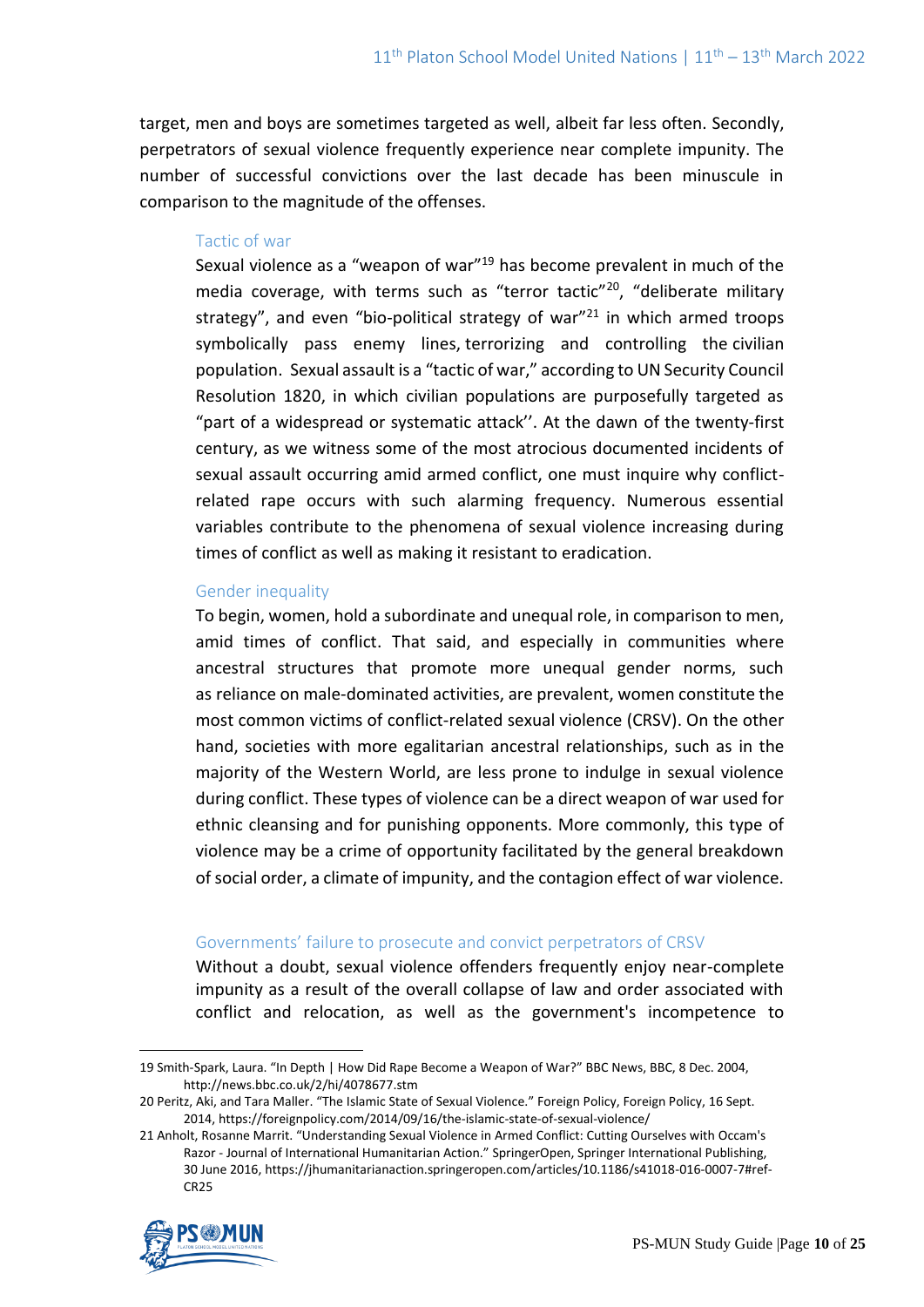target, men and boys are sometimes targeted as well, albeit far less often. Secondly, perpetrators of sexual violence frequently experience near complete impunity. The number of successful convictions over the last decade has been minuscule in comparison to the magnitude of the offenses.

### Tactic of war

Sexual violence as a "weapon of war"[19] has become prevalent in much of the media coverage, with terms such as "terror tactic"[20], "deliberate military strategy", and even "bio-political strategy of war"[21] in which armed troops symbolically pass enemy lines, terrorizing and controlling the civilian population. Sexual assault is a "tactic of war," according to UN Security Council Resolution 1820, in which civilian populations are purposefully targeted as "part of a widespread or systematic attack''. At the dawn of the twenty-first century, as we witness some of the most atrocious documented incidents of sexual assault occurring amid armed conflict, one must inquire why conflict-related rape occurs with such alarming frequency. Numerous essential variables contribute to the phenomena of sexual violence increasing during times of conflict as well as making it resistant to eradication.

### Gender inequality

To begin, women, hold a subordinate and unequal role, in comparison to men, amid times of conflict. That said, and especially in communities where ancestral structures that promote more unequal gender norms, such as reliance on male-dominated activities, are prevalent, women constitute the most common victims of conflict-related sexual violence (CRSV). On the other hand, societies with more egalitarian ancestral relationships, such as in the majority of the Western World, are less prone to indulge in sexual violence during conflict. These types of violence can be a direct weapon of war used for ethnic cleansing and for punishing opponents. More commonly, this type of violence may be a crime of opportunity facilitated by the general breakdown of social order, a climate of impunity, and the contagion effect of war violence.

### Governments' failure to prosecute and convict perpetrators of CRSV

Without a doubt, sexual violence offenders frequently enjoy near-complete impunity as a result of the overall collapse of law and order associated with conflict and relocation, as well as the government's incompetence to

---

19 Smith-Spark, Laura. "In Depth | How Did Rape Become a Weapon of War?" BBC News, BBC, 8 Dec. 2004, http://news.bbc.co.uk/2/hi/4078677.stm

20 Peritz, Aki, and Tara Maller. "The Islamic State of Sexual Violence." Foreign Policy, Foreign Policy, 16 Sept. 2014, https://foreignpolicy.com/2014/09/16/the-islamic-state-of-sexual-violence/

21 Anholt, Rosanne Marrit. "Understanding Sexual Violence in Armed Conflict: Cutting Ourselves with Occam's Razor - Journal of International Humanitarian Action." SpringerOpen, Springer International Publishing, 30 June 2016, https://jhumanitarianaction.springeropen.com/articles/10.1186/s41018-016-0007-7#ref-CR25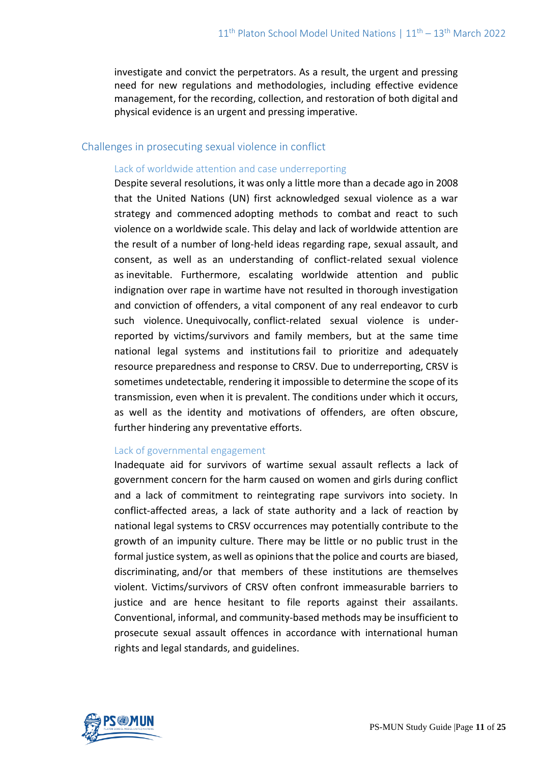investigate and convict the perpetrators. As a result, the urgent and pressing need for new regulations and methodologies, including effective evidence management, for the recording, collection, and restoration of both digital and physical evidence is an urgent and pressing imperative.

## Challenges in prosecuting sexual violence in conflict

### Lack of worldwide attention and case underreporting

Despite several resolutions, it was only a little more than a decade ago in 2008 that the United Nations (UN) first acknowledged sexual violence as a war strategy and commenced adopting methods to combat and react to such violence on a worldwide scale. This delay and lack of worldwide attention are the result of a number of long-held ideas regarding rape, sexual assault, and consent, as well as an understanding of conflict-related sexual violence as inevitable. Furthermore, escalating worldwide attention and public indignation over rape in wartime have not resulted in thorough investigation and conviction of offenders, a vital component of any real endeavor to curb such violence. Unequivocally, conflict-related sexual violence is under-reported by victims/survivors and family members, but at the same time national legal systems and institutions fail to prioritize and adequately resource preparedness and response to CRSV. Due to underreporting, CRSV is sometimes undetectable, rendering it impossible to determine the scope of its transmission, even when it is prevalent. The conditions under which it occurs, as well as the identity and motivations of offenders, are often obscure, further hindering any preventative efforts.

### Lack of governmental engagement

Inadequate aid for survivors of wartime sexual assault reflects a lack of government concern for the harm caused on women and girls during conflict and a lack of commitment to reintegrating rape survivors into society. In conflict-affected areas, a lack of state authority and a lack of reaction by national legal systems to CRSV occurrences may potentially contribute to the growth of an impunity culture. There may be little or no public trust in the formal justice system, as well as opinions that the police and courts are biased, discriminating, and/or that members of these institutions are themselves violent. Victims/survivors of CRSV often confront immeasurable barriers to justice and are hence hesitant to file reports against their assailants. Conventional, informal, and community-based methods may be insufficient to prosecute sexual assault offences in accordance with international human rights and legal standards, and guidelines.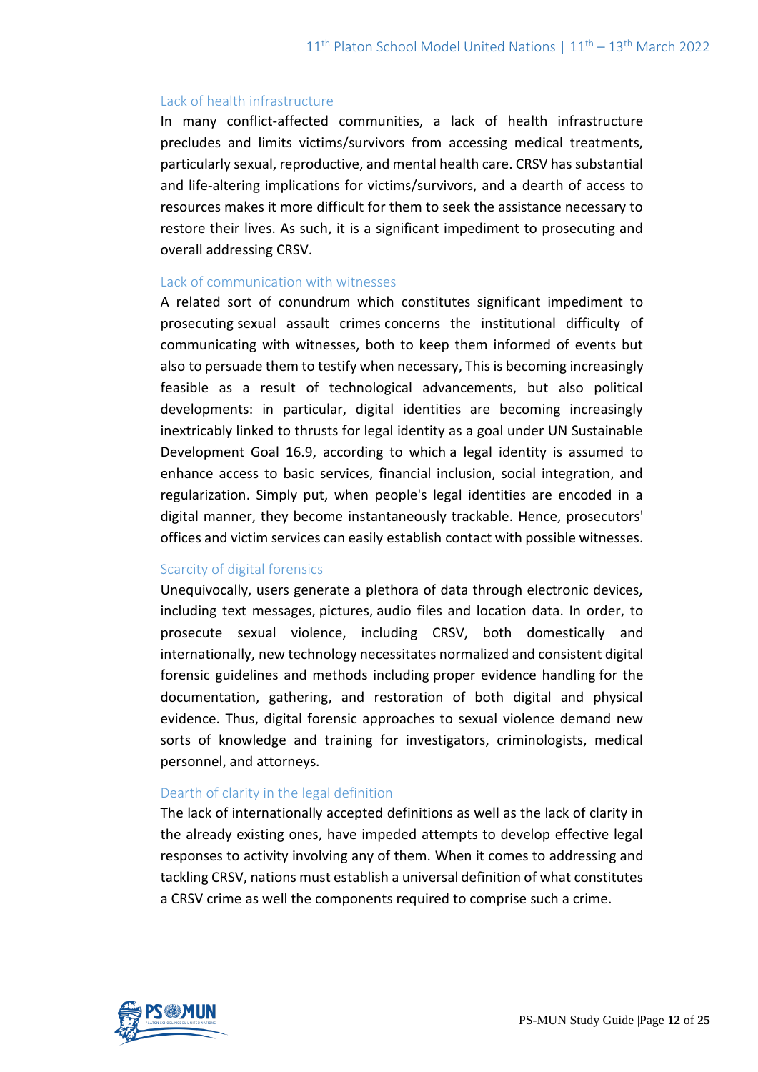### Lack of health infrastructure

In many conflict-affected communities, a lack of health infrastructure precludes and limits victims/survivors from accessing medical treatments, particularly sexual, reproductive, and mental health care. CRSV has substantial and life-altering implications for victims/survivors, and a dearth of access to resources makes it more difficult for them to seek the assistance necessary to restore their lives. As such, it is a significant impediment to prosecuting and overall addressing CRSV.

### Lack of communication with witnesses

A related sort of conundrum which constitutes significant impediment to prosecuting sexual assault crimes concerns the institutional difficulty of communicating with witnesses, both to keep them informed of events but also to persuade them to testify when necessary, This is becoming increasingly feasible as a result of technological advancements, but also political developments: in particular, digital identities are becoming increasingly inextricably linked to thrusts for legal identity as a goal under UN Sustainable Development Goal 16.9, according to which a legal identity is assumed to enhance access to basic services, financial inclusion, social integration, and regularization. Simply put, when people's legal identities are encoded in a digital manner, they become instantaneously trackable. Hence, prosecutors' offices and victim services can easily establish contact with possible witnesses.

### Scarcity of digital forensics

Unequivocally, users generate a plethora of data through electronic devices, including text messages, pictures, audio files and location data. In order, to prosecute sexual violence, including CRSV, both domestically and internationally, new technology necessitates normalized and consistent digital forensic guidelines and methods including proper evidence handling for the documentation, gathering, and restoration of both digital and physical evidence. Thus, digital forensic approaches to sexual violence demand new sorts of knowledge and training for investigators, criminologists, medical personnel, and attorneys.

### Dearth of clarity in the legal definition

The lack of internationally accepted definitions as well as the lack of clarity in the already existing ones, have impeded attempts to develop effective legal responses to activity involving any of them. When it comes to addressing and tackling CRSV, nations must establish a universal definition of what constitutes a CRSV crime as well the components required to comprise such a crime.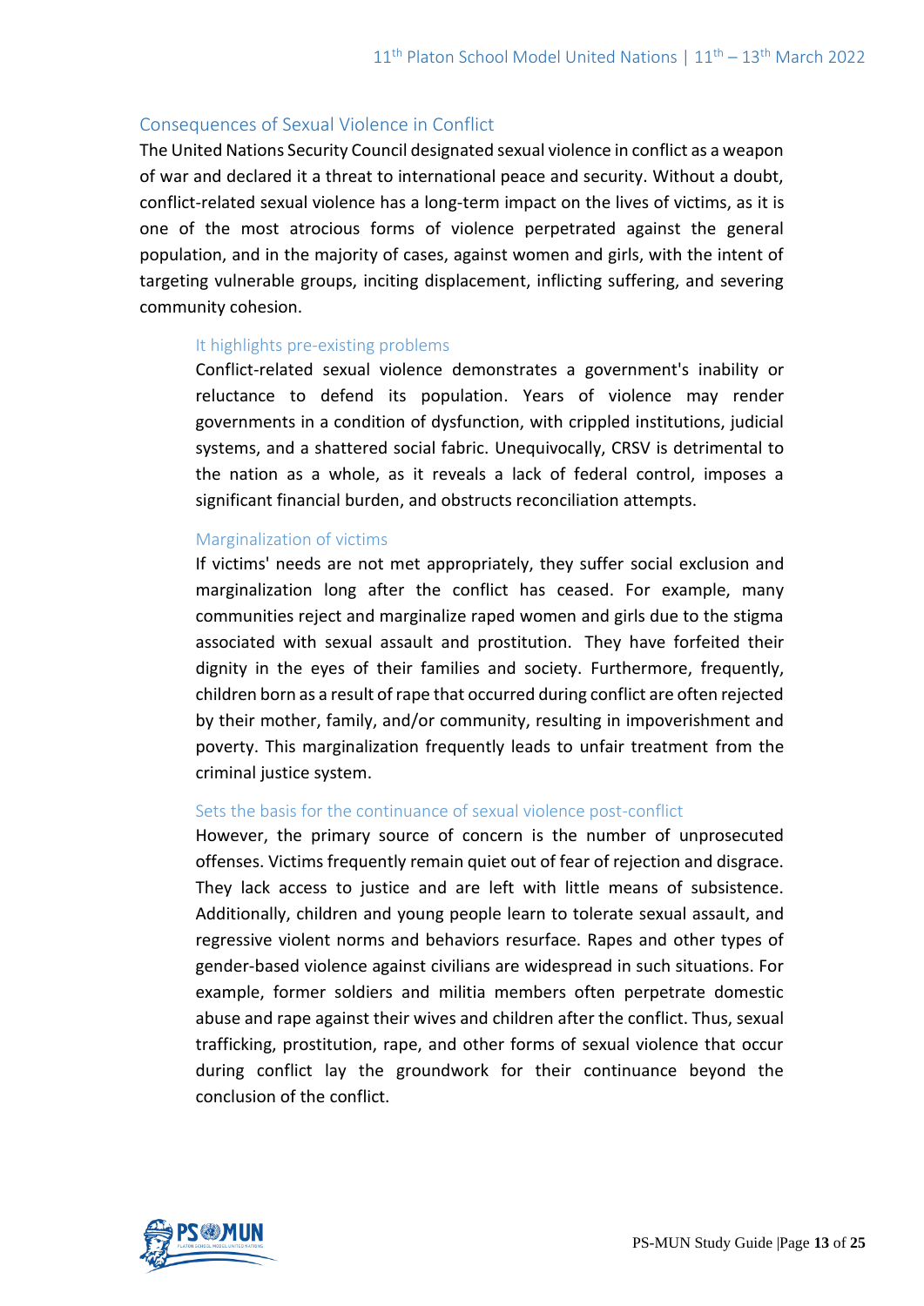## Consequences of Sexual Violence in Conflict

The United Nations Security Council designated sexual violence in conflict as a weapon of war and declared it a threat to international peace and security. Without a doubt, conflict-related sexual violence has a long-term impact on the lives of victims, as it is one of the most atrocious forms of violence perpetrated against the general population, and in the majority of cases, against women and girls, with the intent of targeting vulnerable groups, inciting displacement, inflicting suffering, and severing community cohesion.

### It highlights pre-existing problems

Conflict-related sexual violence demonstrates a government's inability or reluctance to defend its population. Years of violence may render governments in a condition of dysfunction, with crippled institutions, judicial systems, and a shattered social fabric. Unequivocally, CRSV is detrimental to the nation as a whole, as it reveals a lack of federal control, imposes a significant financial burden, and obstructs reconciliation attempts.

### Marginalization of victims

If victims' needs are not met appropriately, they suffer social exclusion and marginalization long after the conflict has ceased. For example, many communities reject and marginalize raped women and girls due to the stigma associated with sexual assault and prostitution. They have forfeited their dignity in the eyes of their families and society. Furthermore, frequently, children born as a result of rape that occurred during conflict are often rejected by their mother, family, and/or community, resulting in impoverishment and poverty. This marginalization frequently leads to unfair treatment from the criminal justice system.

### Sets the basis for the continuance of sexual violence post-conflict

However, the primary source of concern is the number of unprosecuted offenses. Victims frequently remain quiet out of fear of rejection and disgrace. They lack access to justice and are left with little means of subsistence. Additionally, children and young people learn to tolerate sexual assault, and regressive violent norms and behaviors resurface. Rapes and other types of gender-based violence against civilians are widespread in such situations. For example, former soldiers and militia members often perpetrate domestic abuse and rape against their wives and children after the conflict. Thus, sexual trafficking, prostitution, rape, and other forms of sexual violence that occur during conflict lay the groundwork for their continuance beyond the conclusion of the conflict.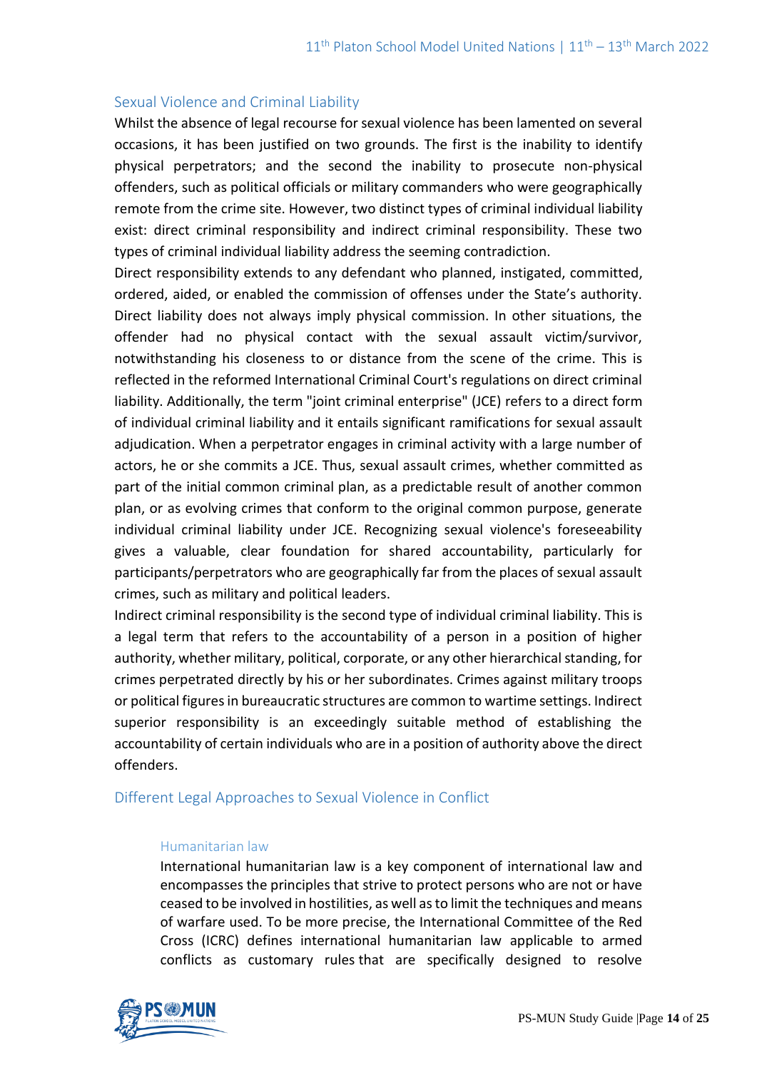## Sexual Violence and Criminal Liability

Whilst the absence of legal recourse for sexual violence has been lamented on several occasions, it has been justified on two grounds. The first is the inability to identify physical perpetrators; and the second the inability to prosecute non-physical offenders, such as political officials or military commanders who were geographically remote from the crime site. However, two distinct types of criminal individual liability exist: direct criminal responsibility and indirect criminal responsibility. These two types of criminal individual liability address the seeming contradiction.

Direct responsibility extends to any defendant who planned, instigated, committed, ordered, aided, or enabled the commission of offenses under the State's authority. Direct liability does not always imply physical commission. In other situations, the offender had no physical contact with the sexual assault victim/survivor, notwithstanding his closeness to or distance from the scene of the crime. This is reflected in the reformed International Criminal Court's regulations on direct criminal liability. Additionally, the term "joint criminal enterprise" (JCE) refers to a direct form of individual criminal liability and it entails significant ramifications for sexual assault adjudication. When a perpetrator engages in criminal activity with a large number of actors, he or she commits a JCE. Thus, sexual assault crimes, whether committed as part of the initial common criminal plan, as a predictable result of another common plan, or as evolving crimes that conform to the original common purpose, generate individual criminal liability under JCE. Recognizing sexual violence's foreseeability gives a valuable, clear foundation for shared accountability, particularly for participants/perpetrators who are geographically far from the places of sexual assault crimes, such as military and political leaders.

Indirect criminal responsibility is the second type of individual criminal liability. This is a legal term that refers to the accountability of a person in a position of higher authority, whether military, political, corporate, or any other hierarchical standing, for crimes perpetrated directly by his or her subordinates. Crimes against military troops or political figures in bureaucratic structures are common to wartime settings. Indirect superior responsibility is an exceedingly suitable method of establishing the accountability of certain individuals who are in a position of authority above the direct offenders.

## Different Legal Approaches to Sexual Violence in Conflict

### Humanitarian law

International humanitarian law is a key component of international law and encompasses the principles that strive to protect persons who are not or have ceased to be involved in hostilities, as well as to limit the techniques and means of warfare used. To be more precise, the International Committee of the Red Cross (ICRC) defines international humanitarian law applicable to armed conflicts as customary rules that are specifically designed to resolve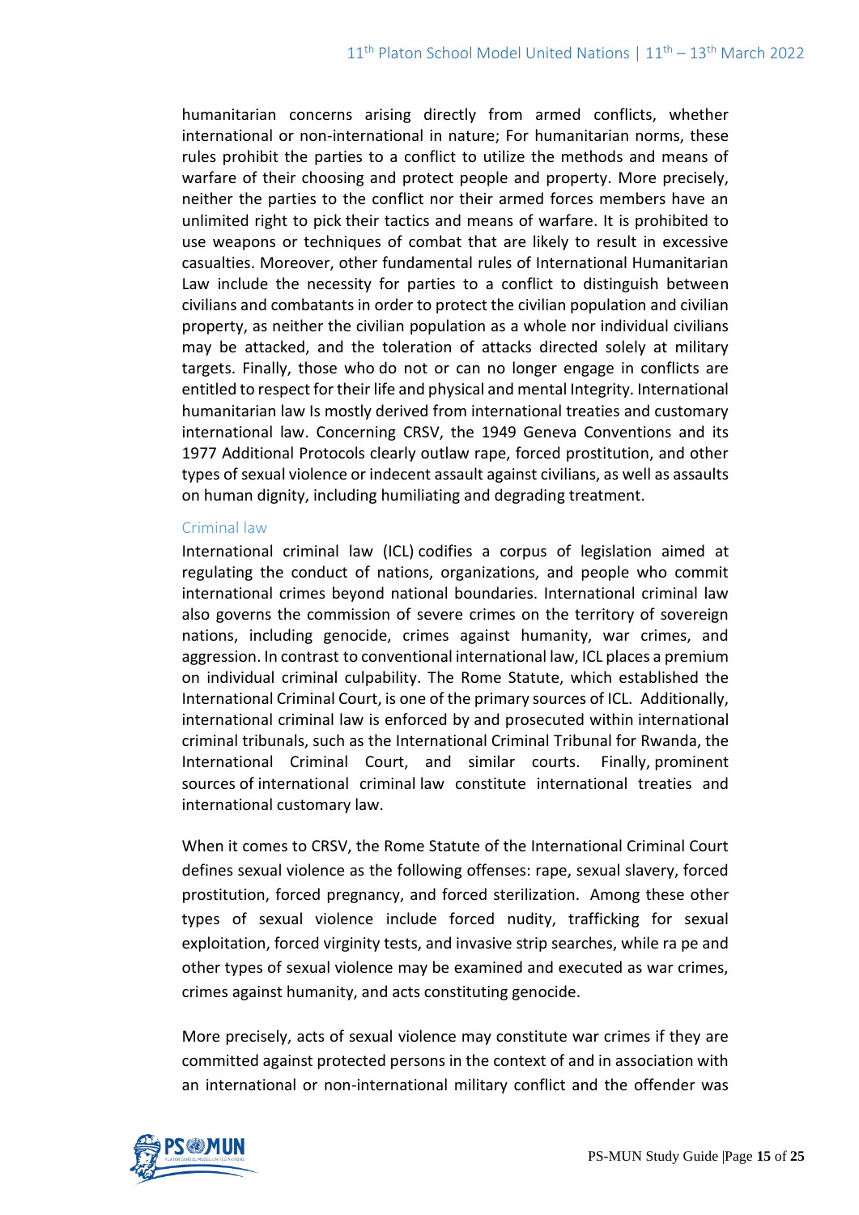humanitarian concerns arising directly from armed conflicts, whether international or non-international in nature; For humanitarian norms, these rules prohibit the parties to a conflict to utilize the methods and means of warfare of their choosing and protect people and property. More precisely, neither the parties to the conflict nor their armed forces members have an unlimited right to pick their tactics and means of warfare. It is prohibited to use weapons or techniques of combat that are likely to result in excessive casualties. Moreover, other fundamental rules of International Humanitarian Law include the necessity for parties to a conflict to distinguish between civilians and combatants in order to protect the civilian population and civilian property, as neither the civilian population as a whole nor individual civilians may be attacked, and the toleration of attacks directed solely at military targets. Finally, those who do not or can no longer engage in conflicts are entitled to respect for their life and physical and mental Integrity. International humanitarian law Is mostly derived from international treaties and customary international law. Concerning CRSV, the 1949 Geneva Conventions and its 1977 Additional Protocols clearly outlaw rape, forced prostitution, and other types of sexual violence or indecent assault against civilians, as well as assaults on human dignity, including humiliating and degrading treatment.

### Criminal law

International criminal law (ICL) codifies a corpus of legislation aimed at regulating the conduct of nations, organizations, and people who commit international crimes beyond national boundaries. International criminal law also governs the commission of severe crimes on the territory of sovereign nations, including genocide, crimes against humanity, war crimes, and aggression. In contrast to conventional international law, ICL places a premium on individual criminal culpability. The Rome Statute, which established the International Criminal Court, is one of the primary sources of ICL. Additionally, international criminal law is enforced by and prosecuted within international criminal tribunals, such as the International Criminal Tribunal for Rwanda, the International Criminal Court, and similar courts. Finally, prominent sources of international criminal law constitute international treaties and international customary law.

When it comes to CRSV, the Rome Statute of the International Criminal Court defines sexual violence as the following offenses: rape, sexual slavery, forced prostitution, forced pregnancy, and forced sterilization. Among these other types of sexual violence include forced nudity, trafficking for sexual exploitation, forced virginity tests, and invasive strip searches, while ra pe and other types of sexual violence may be examined and executed as war crimes, crimes against humanity, and acts constituting genocide.

More precisely, acts of sexual violence may constitute war crimes if they are committed against protected persons in the context of and in association with an international or non-international military conflict and the offender was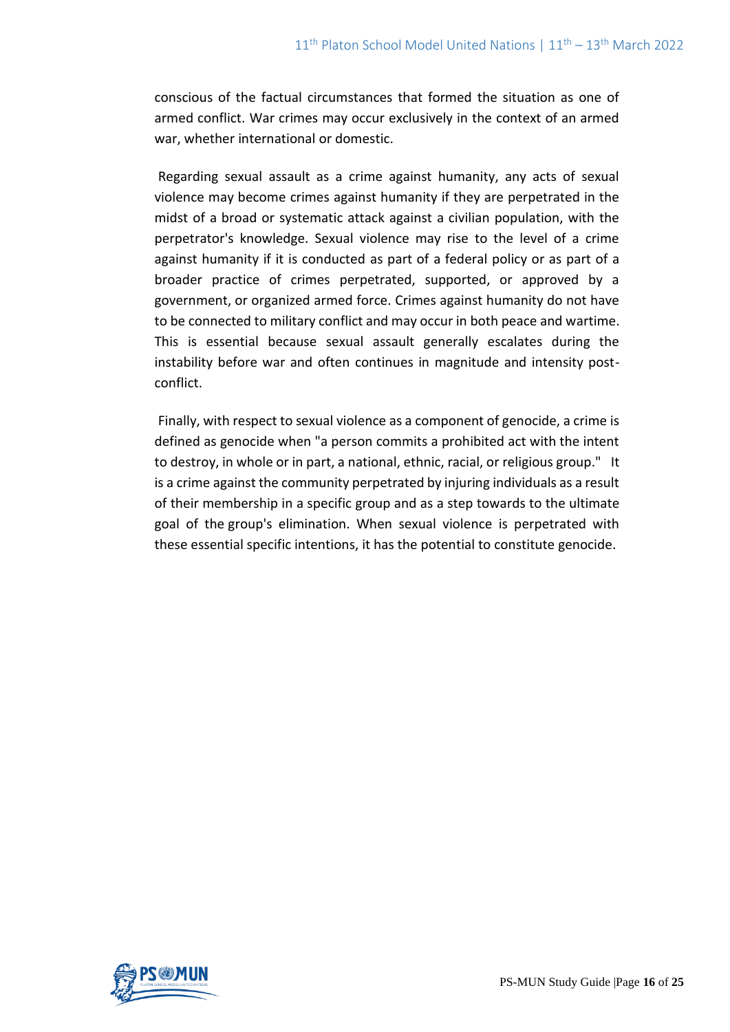conscious of the factual circumstances that formed the situation as one of armed conflict. War crimes may occur exclusively in the context of an armed war, whether international or domestic.

Regarding sexual assault as a crime against humanity, any acts of sexual violence may become crimes against humanity if they are perpetrated in the midst of a broad or systematic attack against a civilian population, with the perpetrator's knowledge. Sexual violence may rise to the level of a crime against humanity if it is conducted as part of a federal policy or as part of a broader practice of crimes perpetrated, supported, or approved by a government, or organized armed force. Crimes against humanity do not have to be connected to military conflict and may occur in both peace and wartime. This is essential because sexual assault generally escalates during the instability before war and often continues in magnitude and intensity post-conflict.

Finally, with respect to sexual violence as a component of genocide, a crime is defined as genocide when "a person commits a prohibited act with the intent to destroy, in whole or in part, a national, ethnic, racial, or religious group." It is a crime against the community perpetrated by injuring individuals as a result of their membership in a specific group and as a step towards to the ultimate goal of the group's elimination. When sexual violence is perpetrated with these essential specific intentions, it has the potential to constitute genocide.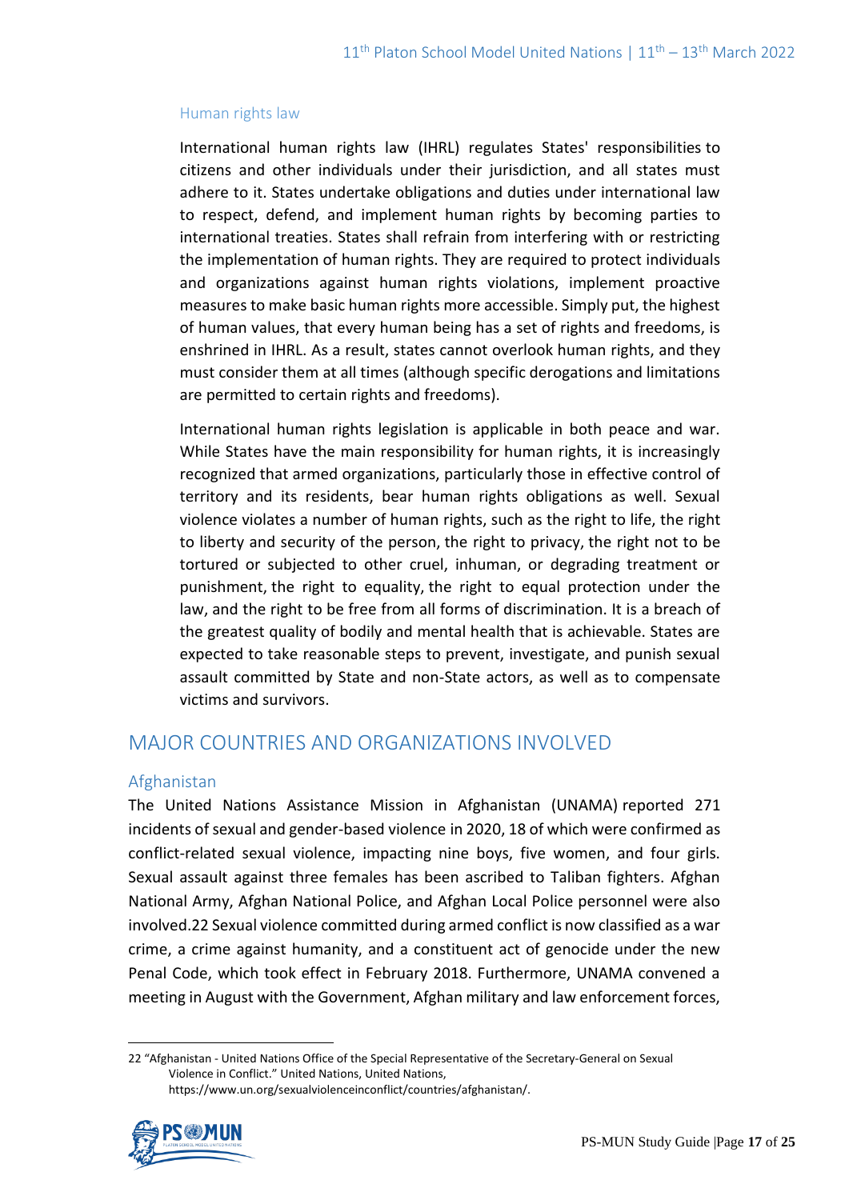### Human rights law

International human rights law (IHRL) regulates States' responsibilities to citizens and other individuals under their jurisdiction, and all states must adhere to it. States undertake obligations and duties under international law to respect, defend, and implement human rights by becoming parties to international treaties. States shall refrain from interfering with or restricting the implementation of human rights. They are required to protect individuals and organizations against human rights violations, implement proactive measures to make basic human rights more accessible. Simply put, the highest of human values, that every human being has a set of rights and freedoms, is enshrined in IHRL. As a result, states cannot overlook human rights, and they must consider them at all times (although specific derogations and limitations are permitted to certain rights and freedoms).

International human rights legislation is applicable in both peace and war. While States have the main responsibility for human rights, it is increasingly recognized that armed organizations, particularly those in effective control of territory and its residents, bear human rights obligations as well. Sexual violence violates a number of human rights, such as the right to life, the right to liberty and security of the person, the right to privacy, the right not to be tortured or subjected to other cruel, inhuman, or degrading treatment or punishment, the right to equality, the right to equal protection under the law, and the right to be free from all forms of discrimination. It is a breach of the greatest quality of bodily and mental health that is achievable. States are expected to take reasonable steps to prevent, investigate, and punish sexual assault committed by State and non-State actors, as well as to compensate victims and survivors.

## MAJOR COUNTRIES AND ORGANIZATIONS INVOLVED

### Afghanistan

The United Nations Assistance Mission in Afghanistan (UNAMA) reported 271 incidents of sexual and gender-based violence in 2020, 18 of which were confirmed as conflict-related sexual violence, impacting nine boys, five women, and four girls. Sexual assault against three females has been ascribed to Taliban fighters. Afghan National Army, Afghan National Police, and Afghan Local Police personnel were also involved.22 Sexual violence committed during armed conflict is now classified as a war crime, a crime against humanity, and a constituent act of genocide under the new Penal Code, which took effect in February 2018. Furthermore, UNAMA convened a meeting in August with the Government, Afghan military and law enforcement forces,

22 "Afghanistan - United Nations Office of the Special Representative of the Secretary-General on Sexual Violence in Conflict." United Nations, United Nations, https://www.un.org/sexualviolenceinconflict/countries/afghanistan/.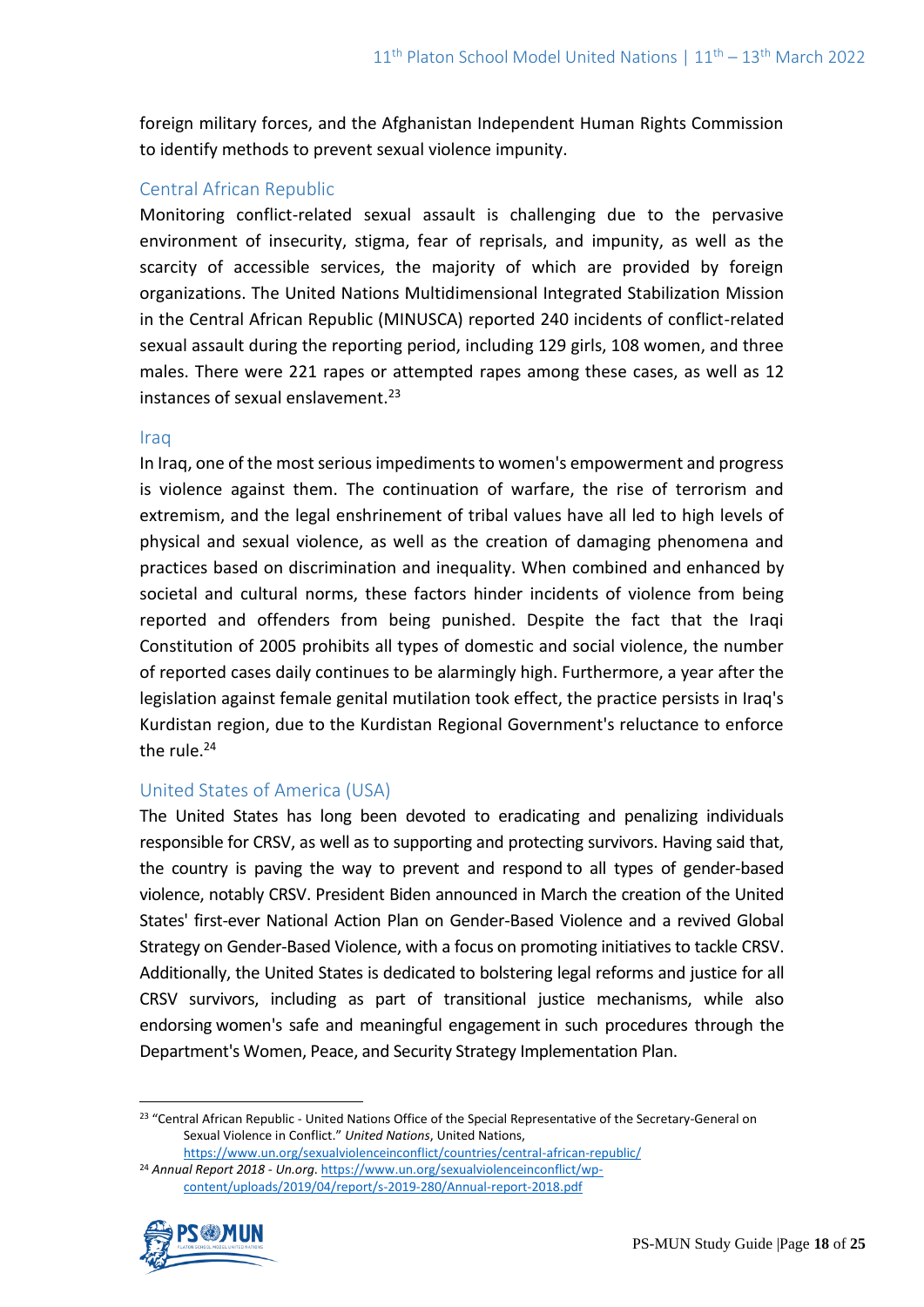foreign military forces, and the Afghanistan Independent Human Rights Commission to identify methods to prevent sexual violence impunity.

### Central African Republic

Monitoring conflict-related sexual assault is challenging due to the pervasive environment of insecurity, stigma, fear of reprisals, and impunity, as well as the scarcity of accessible services, the majority of which are provided by foreign organizations. The United Nations Multidimensional Integrated Stabilization Mission in the Central African Republic (MINUSCA) reported 240 incidents of conflict-related sexual assault during the reporting period, including 129 girls, 108 women, and three males. There were 221 rapes or attempted rapes among these cases, as well as 12 instances of sexual enslavement.[23]

### Iraq

In Iraq, one of the most serious impediments to women's empowerment and progress is violence against them. The continuation of warfare, the rise of terrorism and extremism, and the legal enshrinement of tribal values have all led to high levels of physical and sexual violence, as well as the creation of damaging phenomena and practices based on discrimination and inequality. When combined and enhanced by societal and cultural norms, these factors hinder incidents of violence from being reported and offenders from being punished. Despite the fact that the Iraqi Constitution of 2005 prohibits all types of domestic and social violence, the number of reported cases daily continues to be alarmingly high. Furthermore, a year after the legislation against female genital mutilation took effect, the practice persists in Iraq's Kurdistan region, due to the Kurdistan Regional Government's reluctance to enforce the rule.[24]

### United States of America (USA)

The United States has long been devoted to eradicating and penalizing individuals responsible for CRSV, as well as to supporting and protecting survivors. Having said that, the country is paving the way to prevent and respond to all types of gender-based violence, notably CRSV. President Biden announced in March the creation of the United States' first-ever National Action Plan on Gender-Based Violence and a revived Global Strategy on Gender-Based Violence, with a focus on promoting initiatives to tackle CRSV. Additionally, the United States is dedicated to bolstering legal reforms and justice for all CRSV survivors, including as part of transitional justice mechanisms, while also endorsing women's safe and meaningful engagement in such procedures through the Department's Women, Peace, and Security Strategy Implementation Plan.

---

[23] "Central African Republic - United Nations Office of the Special Representative of the Secretary-General on Sexual Violence in Conflict." *United Nations*, United Nations, https://www.un.org/sexualviolenceinconflict/countries/central-african-republic/

[24] *Annual Report 2018 - Un.org*. https://www.un.org/sexualviolenceinconflict/wp-content/uploads/2019/04/report/s-2019-280/Annual-report-2018.pdf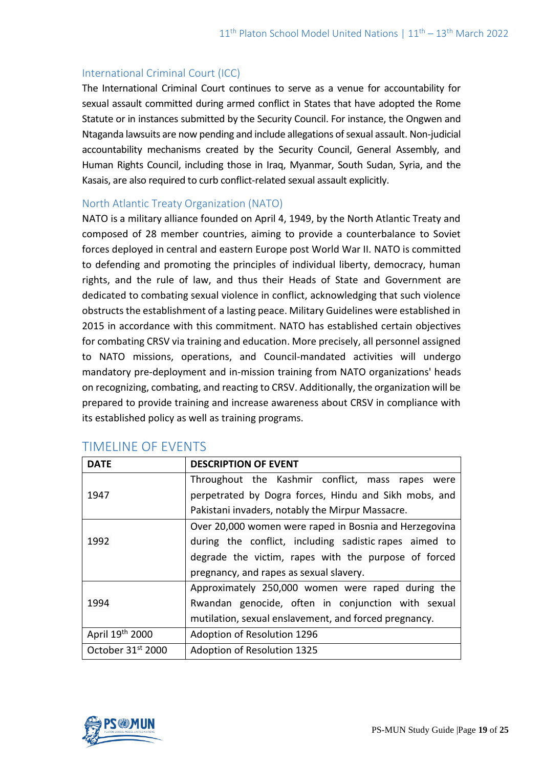### International Criminal Court (ICC)

The International Criminal Court continues to serve as a venue for accountability for sexual assault committed during armed conflict in States that have adopted the Rome Statute or in instances submitted by the Security Council. For instance, the Ongwen and Ntaganda lawsuits are now pending and include allegations of sexual assault. Non-judicial accountability mechanisms created by the Security Council, General Assembly, and Human Rights Council, including those in Iraq, Myanmar, South Sudan, Syria, and the Kasais, are also required to curb conflict-related sexual assault explicitly.

### North Atlantic Treaty Organization (NATO)

NATO is a military alliance founded on April 4, 1949, by the North Atlantic Treaty and composed of 28 member countries, aiming to provide a counterbalance to Soviet forces deployed in central and eastern Europe post World War II. NATO is committed to defending and promoting the principles of individual liberty, democracy, human rights, and the rule of law, and thus their Heads of State and Government are dedicated to combating sexual violence in conflict, acknowledging that such violence obstructs the establishment of a lasting peace. Military Guidelines were established in 2015 in accordance with this commitment. NATO has established certain objectives for combating CRSV via training and education. More precisely, all personnel assigned to NATO missions, operations, and Council-mandated activities will undergo mandatory pre-deployment and in-mission training from NATO organizations' heads on recognizing, combating, and reacting to CRSV. Additionally, the organization will be prepared to provide training and increase awareness about CRSV in compliance with its established policy as well as training programs.

## TIMELINE OF EVENTS

| DATE | DESCRIPTION OF EVENT |
| --- | --- |
| 1947 | Throughout the Kashmir conflict, mass rapes were perpetrated by Dogra forces, Hindu and Sikh mobs, and Pakistani invaders, notably the Mirpur Massacre. |
| 1992 | Over 20,000 women were raped in Bosnia and Herzegovina during the conflict, including sadistic rapes aimed to degrade the victim, rapes with the purpose of forced pregnancy, and rapes as sexual slavery. |
| 1994 | Approximately 250,000 women were raped during the Rwandan genocide, often in conjunction with sexual mutilation, sexual enslavement, and forced pregnancy. |
| April 19th 2000 | Adoption of Resolution 1296 |
| October 31st 2000 | Adoption of Resolution 1325 |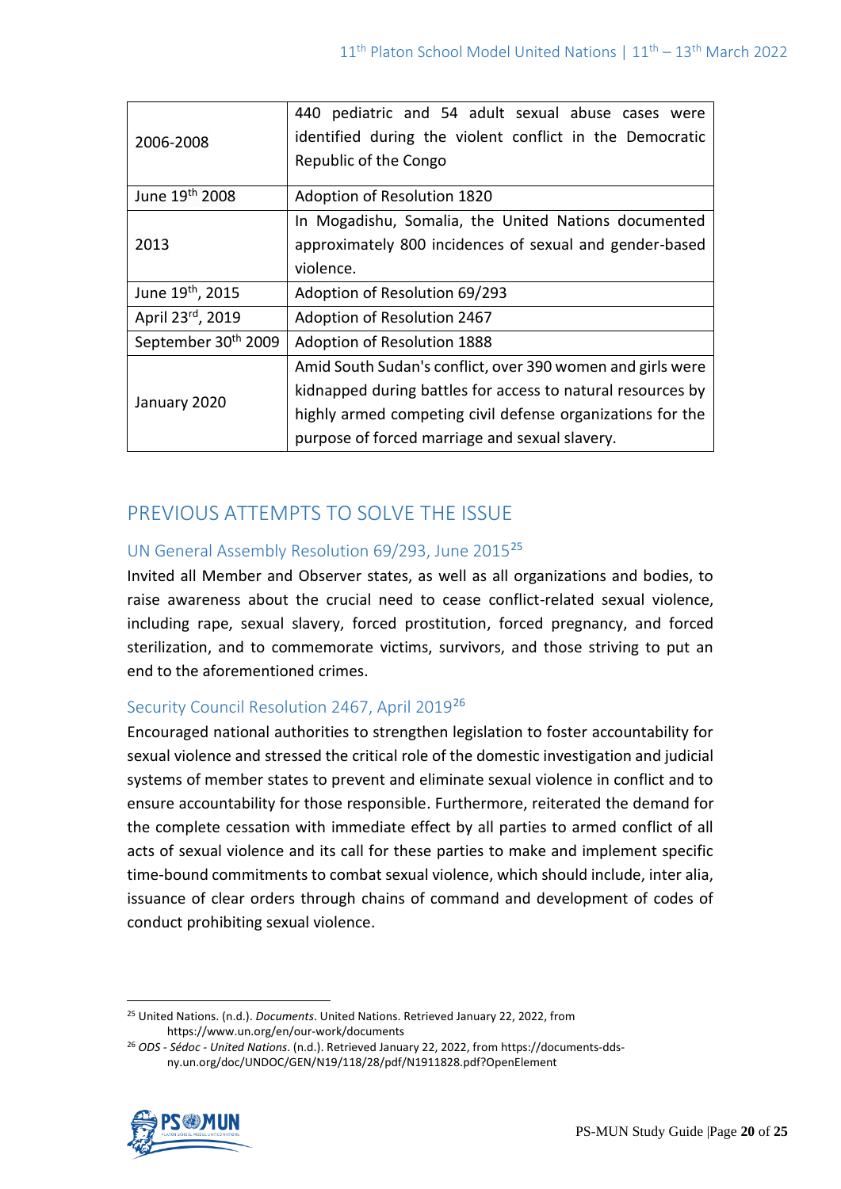| | |
|---|---|
| 2006-2008 | 440 pediatric and 54 adult sexual abuse cases were identified during the violent conflict in the Democratic Republic of the Congo |
| June 19th 2008 | Adoption of Resolution 1820 |
| 2013 | In Mogadishu, Somalia, the United Nations documented approximately 800 incidences of sexual and gender-based violence. |
| June 19th, 2015 | Adoption of Resolution 69/293 |
| April 23rd, 2019 | Adoption of Resolution 2467 |
| September 30th 2009 | Adoption of Resolution 1888 |
| January 2020 | Amid South Sudan's conflict, over 390 women and girls were kidnapped during battles for access to natural resources by highly armed competing civil defense organizations for the purpose of forced marriage and sexual slavery. |

## PREVIOUS ATTEMPTS TO SOLVE THE ISSUE

### UN General Assembly Resolution 69/293, June 2015[25]

Invited all Member and Observer states, as well as all organizations and bodies, to raise awareness about the crucial need to cease conflict-related sexual violence, including rape, sexual slavery, forced prostitution, forced pregnancy, and forced sterilization, and to commemorate victims, survivors, and those striving to put an end to the aforementioned crimes.

### Security Council Resolution 2467, April 2019[26]

Encouraged national authorities to strengthen legislation to foster accountability for sexual violence and stressed the critical role of the domestic investigation and judicial systems of member states to prevent and eliminate sexual violence in conflict and to ensure accountability for those responsible. Furthermore, reiterated the demand for the complete cessation with immediate effect by all parties to armed conflict of all acts of sexual violence and its call for these parties to make and implement specific time-bound commitments to combat sexual violence, which should include, inter alia, issuance of clear orders through chains of command and development of codes of conduct prohibiting sexual violence.

---

[25] United Nations. (n.d.). *Documents*. United Nations. Retrieved January 22, 2022, from https://www.un.org/en/our-work/documents

[26] *ODS - Sédoc - United Nations*. (n.d.). Retrieved January 22, 2022, from https://documents-dds-ny.un.org/doc/UNDOC/GEN/N19/118/28/pdf/N1911828.pdf?OpenElement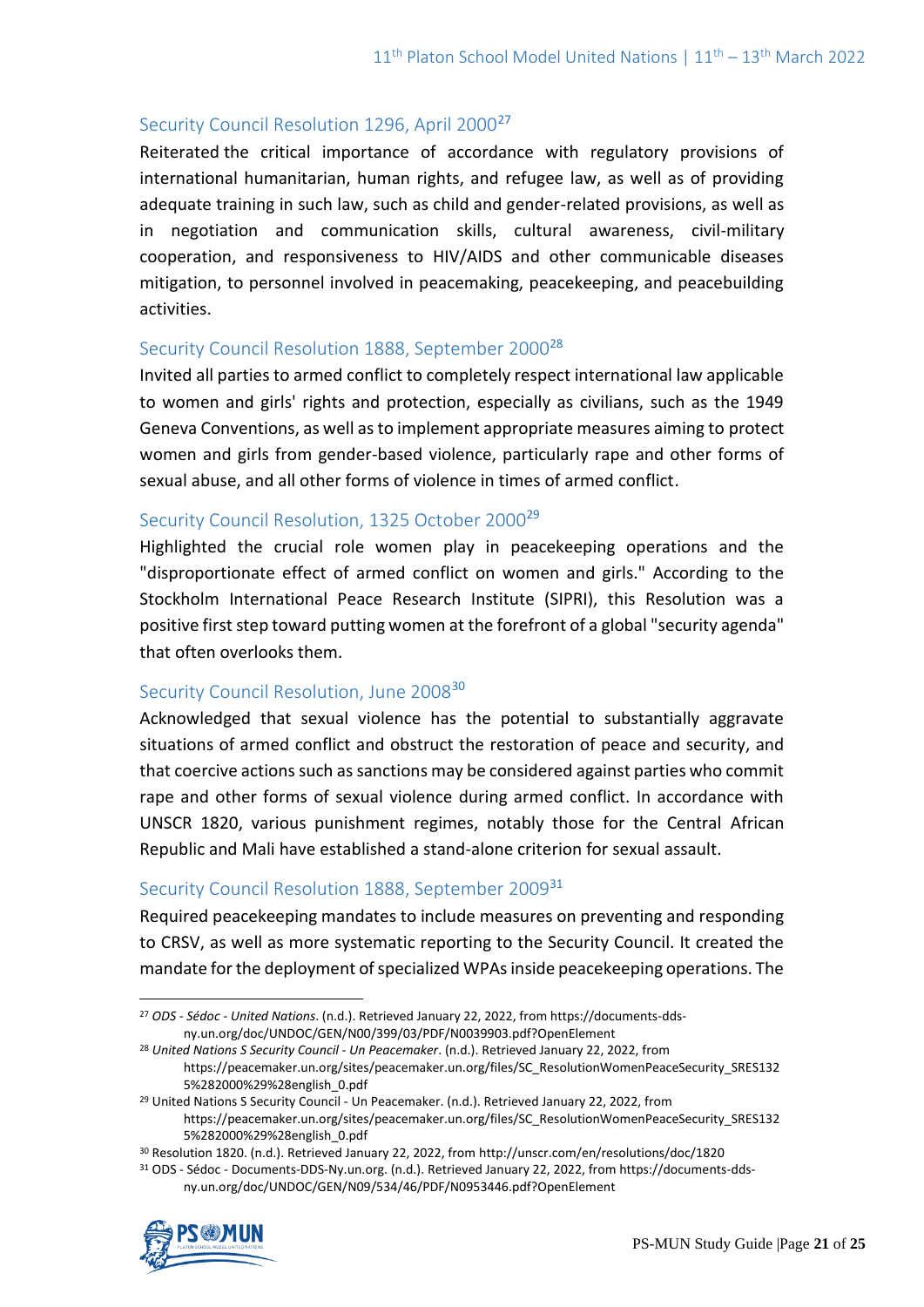### Security Council Resolution 1296, April 2000[27]

Reiterated the critical importance of accordance with regulatory provisions of international humanitarian, human rights, and refugee law, as well as of providing adequate training in such law, such as child and gender-related provisions, as well as in negotiation and communication skills, cultural awareness, civil-military cooperation, and responsiveness to HIV/AIDS and other communicable diseases mitigation, to personnel involved in peacemaking, peacekeeping, and peacebuilding activities.

### Security Council Resolution 1888, September 2000[28]

Invited all parties to armed conflict to completely respect international law applicable to women and girls' rights and protection, especially as civilians, such as the 1949 Geneva Conventions, as well as to implement appropriate measures aiming to protect women and girls from gender-based violence, particularly rape and other forms of sexual abuse, and all other forms of violence in times of armed conflict.

### Security Council Resolution, 1325 October 2000[29]

Highlighted the crucial role women play in peacekeeping operations and the "disproportionate effect of armed conflict on women and girls." According to the Stockholm International Peace Research Institute (SIPRI), this Resolution was a positive first step toward putting women at the forefront of a global "security agenda" that often overlooks them.

### Security Council Resolution, June 2008[30]

Acknowledged that sexual violence has the potential to substantially aggravate situations of armed conflict and obstruct the restoration of peace and security, and that coercive actions such as sanctions may be considered against parties who commit rape and other forms of sexual violence during armed conflict. In accordance with UNSCR 1820, various punishment regimes, notably those for the Central African Republic and Mali have established a stand-alone criterion for sexual assault.

### Security Council Resolution 1888, September 2009[31]

Required peacekeeping mandates to include measures on preventing and responding to CRSV, as well as more systematic reporting to the Security Council. It created the mandate for the deployment of specialized WPAs inside peacekeeping operations. The

---

[27] *ODS - Sédoc - United Nations*. (n.d.). Retrieved January 22, 2022, from https://documents-dds-ny.un.org/doc/UNDOC/GEN/N00/399/03/PDF/N0039903.pdf?OpenElement

[28] *United Nations S Security Council - Un Peacemaker*. (n.d.). Retrieved January 22, 2022, from https://peacemaker.un.org/sites/peacemaker.un.org/files/SC_ResolutionWomenPeaceSecurity_SRES1325%282000%29%28english_0.pdf

[29] United Nations S Security Council - Un Peacemaker. (n.d.). Retrieved January 22, 2022, from https://peacemaker.un.org/sites/peacemaker.un.org/files/SC_ResolutionWomenPeaceSecurity_SRES1325%282000%29%28english_0.pdf

[30] Resolution 1820. (n.d.). Retrieved January 22, 2022, from http://unscr.com/en/resolutions/doc/1820

[31] ODS - Sédoc - Documents-DDS-Ny.un.org. (n.d.). Retrieved January 22, 2022, from https://documents-dds-ny.un.org/doc/UNDOC/GEN/N09/534/46/PDF/N0953446.pdf?OpenElement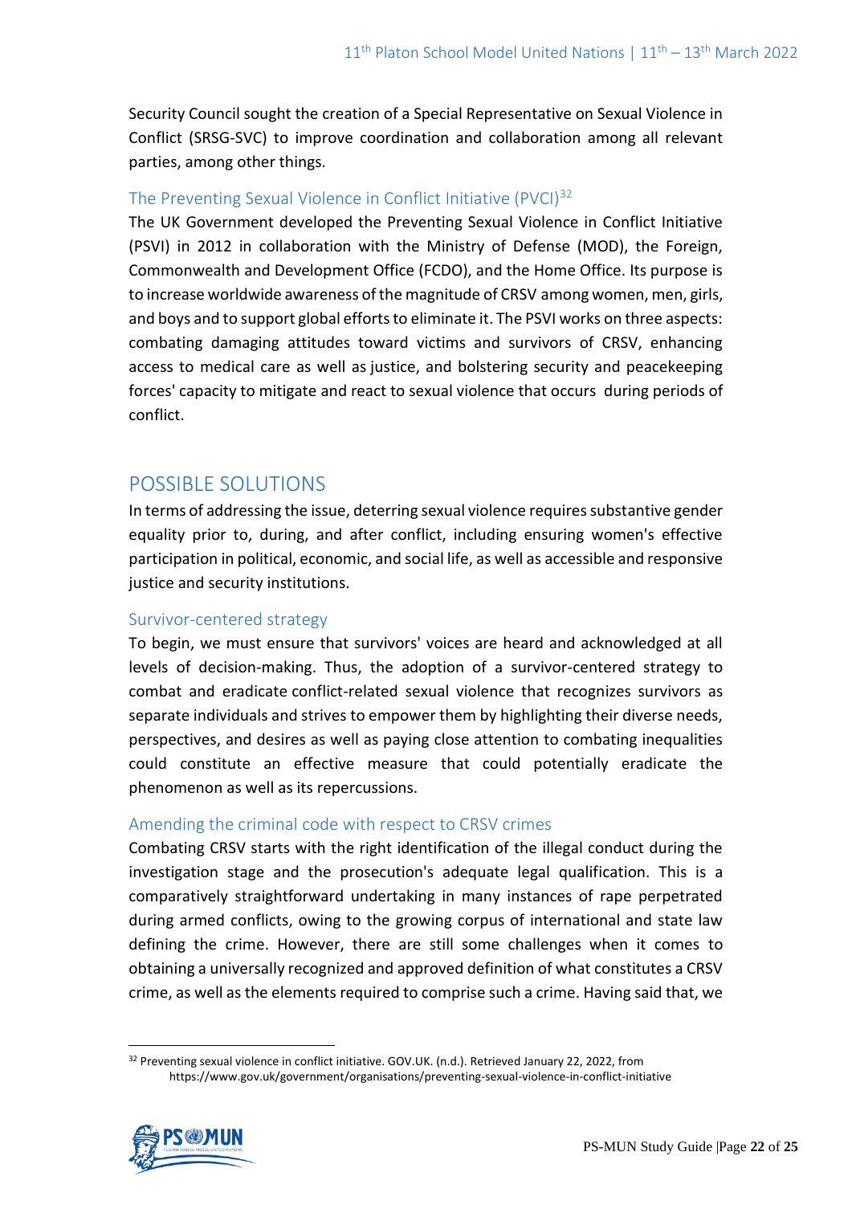Security Council sought the creation of a Special Representative on Sexual Violence in Conflict (SRSG-SVC) to improve coordination and collaboration among all relevant parties, among other things.

### The Preventing Sexual Violence in Conflict Initiative (PVCI)[32]

The UK Government developed the Preventing Sexual Violence in Conflict Initiative (PSVI) in 2012 in collaboration with the Ministry of Defense (MOD), the Foreign, Commonwealth and Development Office (FCDO), and the Home Office. Its purpose is to increase worldwide awareness of the magnitude of CRSV among women, men, girls, and boys and to support global efforts to eliminate it. The PSVI works on three aspects: combating damaging attitudes toward victims and survivors of CRSV, enhancing access to medical care as well as justice, and bolstering security and peacekeeping forces' capacity to mitigate and react to sexual violence that occurs during periods of conflict.

## POSSIBLE SOLUTIONS

In terms of addressing the issue, deterring sexual violence requires substantive gender equality prior to, during, and after conflict, including ensuring women's effective participation in political, economic, and social life, as well as accessible and responsive justice and security institutions.

### Survivor-centered strategy

To begin, we must ensure that survivors' voices are heard and acknowledged at all levels of decision-making. Thus, the adoption of a survivor-centered strategy to combat and eradicate conflict-related sexual violence that recognizes survivors as separate individuals and strives to empower them by highlighting their diverse needs, perspectives, and desires as well as paying close attention to combating inequalities could constitute an effective measure that could potentially eradicate the phenomenon as well as its repercussions.

### Amending the criminal code with respect to CRSV crimes

Combating CRSV starts with the right identification of the illegal conduct during the investigation stage and the prosecution's adequate legal qualification. This is a comparatively straightforward undertaking in many instances of rape perpetrated during armed conflicts, owing to the growing corpus of international and state law defining the crime. However, there are still some challenges when it comes to obtaining a universally recognized and approved definition of what constitutes a CRSV crime, as well as the elements required to comprise such a crime. Having said that, we

---

[32] Preventing sexual violence in conflict initiative. GOV.UK. (n.d.). Retrieved January 22, 2022, from https://www.gov.uk/government/organisations/preventing-sexual-violence-in-conflict-initiative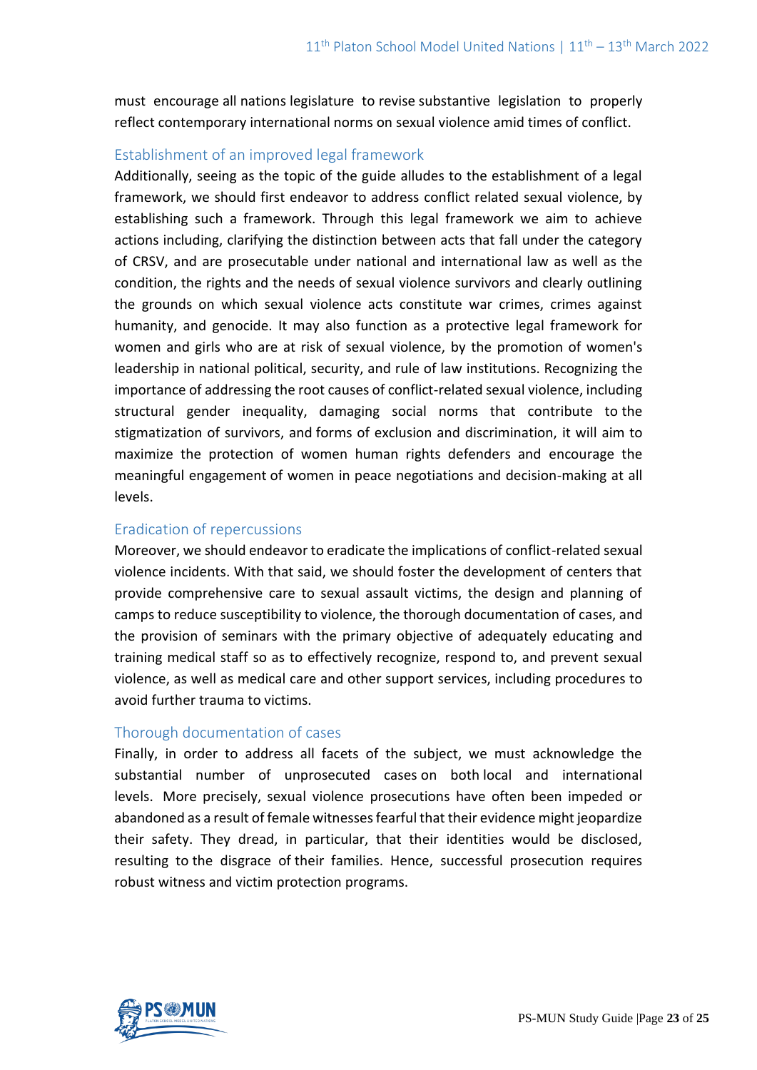must encourage all nations legislature to revise substantive legislation to properly reflect contemporary international norms on sexual violence amid times of conflict.

### Establishment of an improved legal framework

Additionally, seeing as the topic of the guide alludes to the establishment of a legal framework, we should first endeavor to address conflict related sexual violence, by establishing such a framework. Through this legal framework we aim to achieve actions including, clarifying the distinction between acts that fall under the category of CRSV, and are prosecutable under national and international law as well as the condition, the rights and the needs of sexual violence survivors and clearly outlining the grounds on which sexual violence acts constitute war crimes, crimes against humanity, and genocide. It may also function as a protective legal framework for women and girls who are at risk of sexual violence, by the promotion of women's leadership in national political, security, and rule of law institutions. Recognizing the importance of addressing the root causes of conflict-related sexual violence, including structural gender inequality, damaging social norms that contribute to the stigmatization of survivors, and forms of exclusion and discrimination, it will aim to maximize the protection of women human rights defenders and encourage the meaningful engagement of women in peace negotiations and decision-making at all levels.

### Eradication of repercussions

Moreover, we should endeavor to eradicate the implications of conflict-related sexual violence incidents. With that said, we should foster the development of centers that provide comprehensive care to sexual assault victims, the design and planning of camps to reduce susceptibility to violence, the thorough documentation of cases, and the provision of seminars with the primary objective of adequately educating and training medical staff so as to effectively recognize, respond to, and prevent sexual violence, as well as medical care and other support services, including procedures to avoid further trauma to victims.

### Thorough documentation of cases

Finally, in order to address all facets of the subject, we must acknowledge the substantial number of unprosecuted cases on both local and international levels. More precisely, sexual violence prosecutions have often been impeded or abandoned as a result of female witnesses fearful that their evidence might jeopardize their safety. They dread, in particular, that their identities would be disclosed, resulting to the disgrace of their families. Hence, successful prosecution requires robust witness and victim protection programs.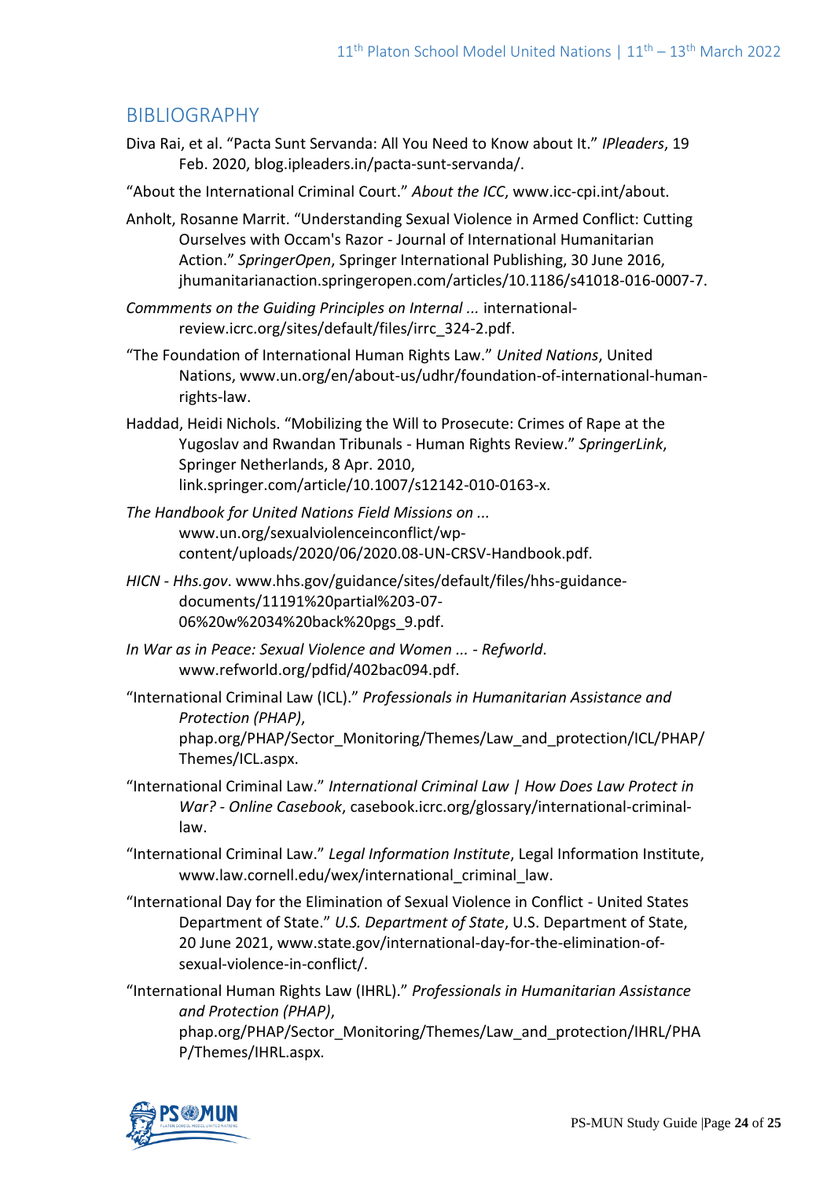## BIBLIOGRAPHY

Diva Rai, et al. "Pacta Sunt Servanda: All You Need to Know about It." *IPleaders*, 19 Feb. 2020, blog.ipleaders.in/pacta-sunt-servanda/.

"About the International Criminal Court." *About the ICC*, www.icc-cpi.int/about.

Anholt, Rosanne Marrit. "Understanding Sexual Violence in Armed Conflict: Cutting Ourselves with Occam's Razor - Journal of International Humanitarian Action." *SpringerOpen*, Springer International Publishing, 30 June 2016, jhumanitarianaction.springeropen.com/articles/10.1186/s41018-016-0007-7.

*Commments on the Guiding Principles on Internal ...* international-review.icrc.org/sites/default/files/irrc_324-2.pdf.

"The Foundation of International Human Rights Law." *United Nations*, United Nations, www.un.org/en/about-us/udhr/foundation-of-international-human-rights-law.

Haddad, Heidi Nichols. "Mobilizing the Will to Prosecute: Crimes of Rape at the Yugoslav and Rwandan Tribunals - Human Rights Review." *SpringerLink*, Springer Netherlands, 8 Apr. 2010, link.springer.com/article/10.1007/s12142-010-0163-x.

*The Handbook for United Nations Field Missions on ...* www.un.org/sexualviolenceinconflict/wp-content/uploads/2020/06/2020.08-UN-CRSV-Handbook.pdf.

*HICN - Hhs.gov*. www.hhs.gov/guidance/sites/default/files/hhs-guidance-documents/11191%20partial%203-07-06%20w%2034%20back%20pgs_9.pdf.

*In War as in Peace: Sexual Violence and Women ... - Refworld*. www.refworld.org/pdfid/402bac094.pdf.

"International Criminal Law (ICL)." *Professionals in Humanitarian Assistance and Protection (PHAP)*, phap.org/PHAP/Sector_Monitoring/Themes/Law_and_protection/ICL/PHAP/Themes/ICL.aspx.

"International Criminal Law." *International Criminal Law | How Does Law Protect in War? - Online Casebook*, casebook.icrc.org/glossary/international-criminal-law.

"International Criminal Law." *Legal Information Institute*, Legal Information Institute, www.law.cornell.edu/wex/international_criminal_law.

"International Day for the Elimination of Sexual Violence in Conflict - United States Department of State." *U.S. Department of State*, U.S. Department of State, 20 June 2021, www.state.gov/international-day-for-the-elimination-of-sexual-violence-in-conflict/.

"International Human Rights Law (IHRL)." *Professionals in Humanitarian Assistance and Protection (PHAP)*, phap.org/PHAP/Sector_Monitoring/Themes/Law_and_protection/IHRL/PHAP/Themes/IHRL.aspx.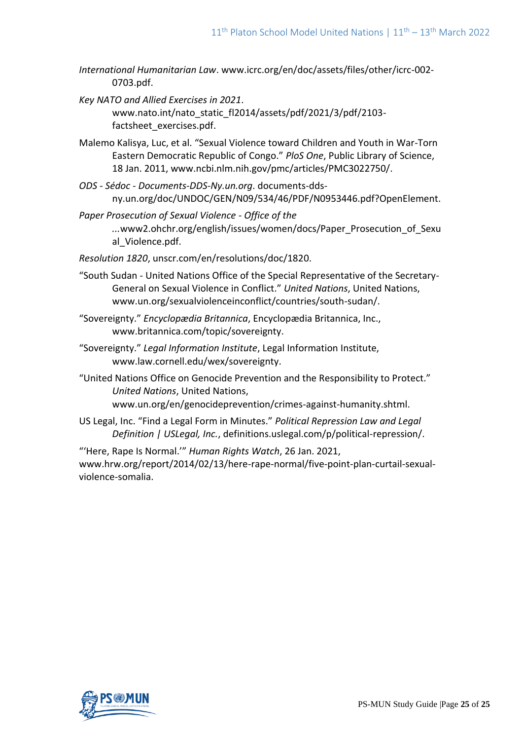*International Humanitarian Law*. www.icrc.org/en/doc/assets/files/other/icrc-002-0703.pdf.

*Key NATO and Allied Exercises in 2021*. www.nato.int/nato_static_fl2014/assets/pdf/2021/3/pdf/2103-factsheet_exercises.pdf.

Malemo Kalisya, Luc, et al. "Sexual Violence toward Children and Youth in War-Torn Eastern Democratic Republic of Congo." *PloS One*, Public Library of Science, 18 Jan. 2011, www.ncbi.nlm.nih.gov/pmc/articles/PMC3022750/.

*ODS - Sédoc - Documents-DDS-Ny.un.org*. documents-dds-ny.un.org/doc/UNDOC/GEN/N09/534/46/PDF/N0953446.pdf?OpenElement.

*Paper Prosecution of Sexual Violence - Office of the* ...www2.ohchr.org/english/issues/women/docs/Paper_Prosecution_of_Sexual_Violence.pdf.

*Resolution 1820*, unscr.com/en/resolutions/doc/1820.

"South Sudan - United Nations Office of the Special Representative of the Secretary-General on Sexual Violence in Conflict." *United Nations*, United Nations, www.un.org/sexualviolenceinconflict/countries/south-sudan/.

"Sovereignty." *Encyclopædia Britannica*, Encyclopædia Britannica, Inc., www.britannica.com/topic/sovereignty.

"Sovereignty." *Legal Information Institute*, Legal Information Institute, www.law.cornell.edu/wex/sovereignty.

"United Nations Office on Genocide Prevention and the Responsibility to Protect." *United Nations*, United Nations, www.un.org/en/genocideprevention/crimes-against-humanity.shtml.

US Legal, Inc. "Find a Legal Form in Minutes." *Political Repression Law and Legal Definition | USLegal, Inc.*, definitions.uslegal.com/p/political-repression/.

"'Here, Rape Is Normal.'" *Human Rights Watch*, 26 Jan. 2021, www.hrw.org/report/2014/02/13/here-rape-normal/five-point-plan-curtail-sexual-violence-somalia.